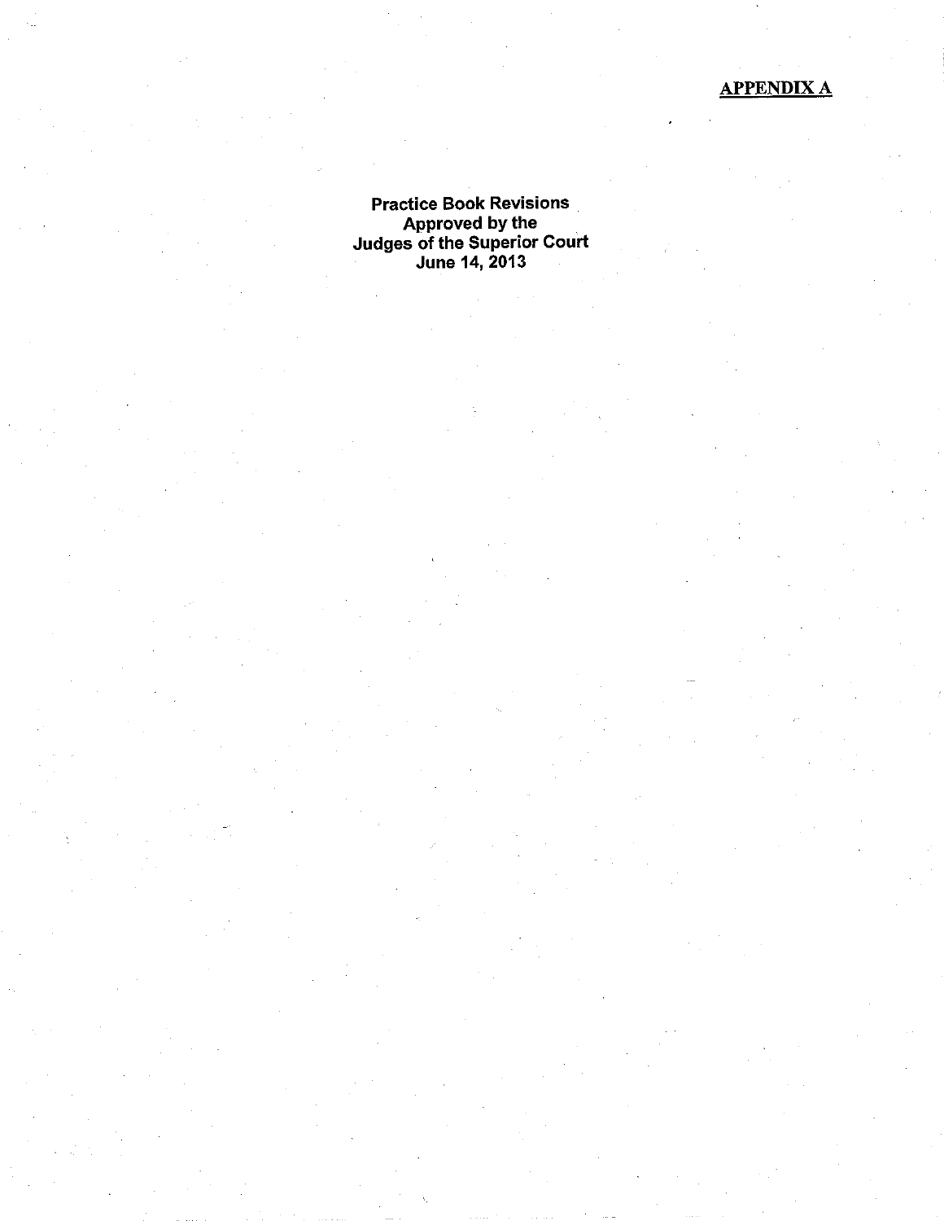**APPENDIX A**

# Practice Book Revisions Approved by the Judges of the Superior Court June 14, 2013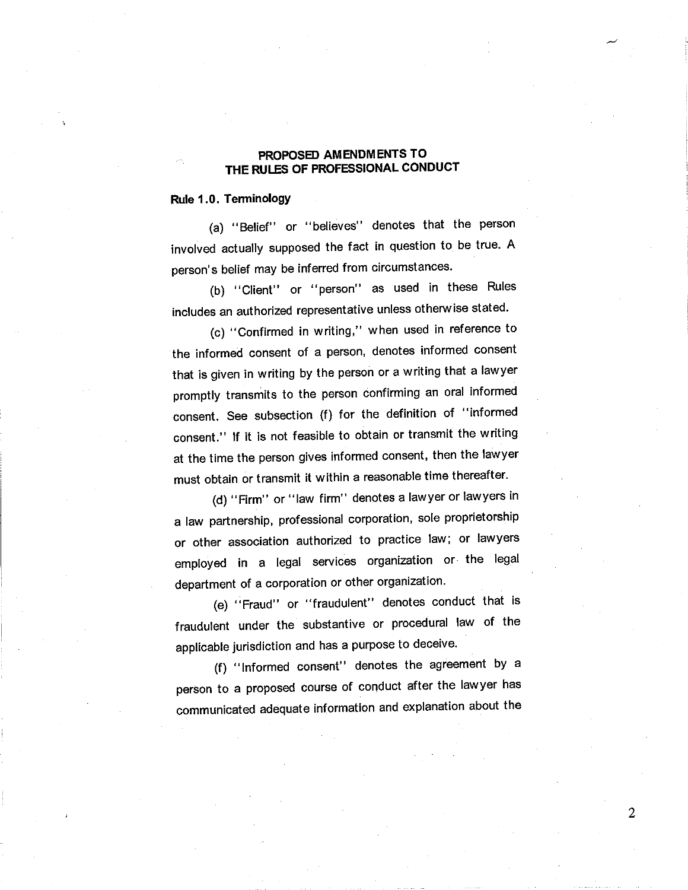# PROPOSED AMENDMENTS TO THE RULES OF PROFESSIONAL CONDUCT

## Rule 1.0. Terminology

(a) "Belief" or "believes" denotes that the person involved actually supposed the fact in question to be true. A person's belief may be inferred from circumstances.

(b) "Client" or "person" as used in these Rules includes an authorized representative unless otherwise stated.

(c) "Confirmed in writing," when used in reference to the informed consent of a person, denotes informed consent that is given in writing by the person or a writing that a lawyer promptly transmits to the person confirming an oral informed consent. See subsection (f) for the definition of "informed consent." If it is not feasible to obtain or transmit the writing at the time the person gives informed consent, then the lawyer must obtain or transmit it within a reasonable time thereafter.

(d) "Firm" or "law firm" denotes a lawyer or lawyers in a law partnership, professional corporation, sole proprietorship or other association authorized to practice law; or lawyers employed in a legal services organization or the legal department of a corporation or other organization.

(e) "Fraud" or "fraudulent" denotes conduct that is fraudulent under the substantive or procedural law of the applicable jurisdiction and has a purpose to deceive.

(f) "Informed consent" denotes the agreement by a person to a proposed course of conduct after the lawyer has communicated adequate information and explanation about the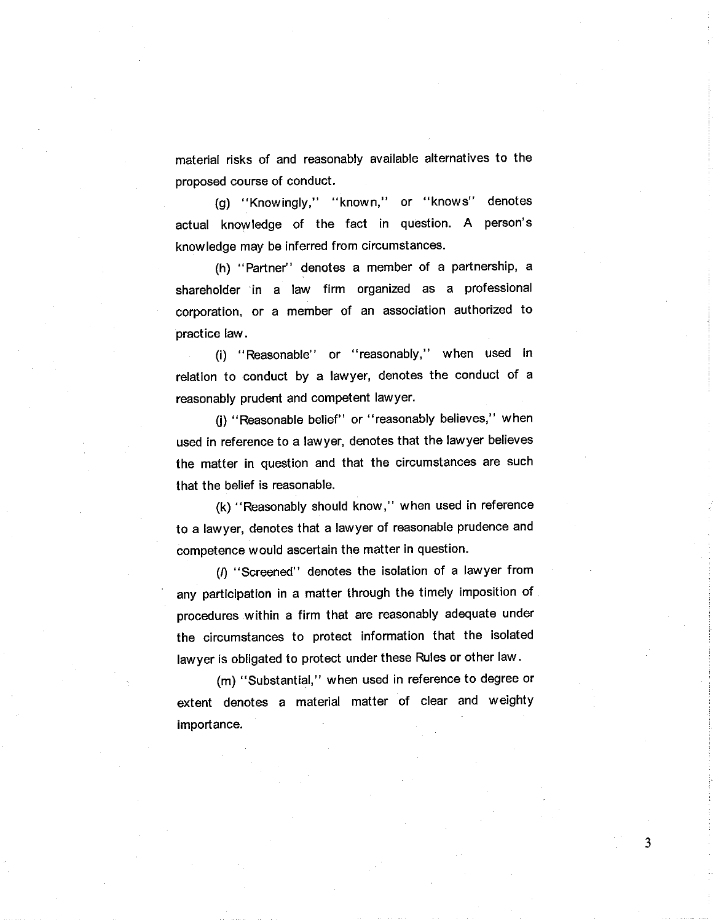material risks of and reasonably available alternatives to the proposed course of conduct.

(g) "Knowingly," "known," or "knows" denotes actual knowledge of the fact in question. A person's knowledge may be inferred from circumstances.

(h) "Partner" denotes a member of a partnership, a shareholder in a law firm organized as a professional corporation, or a member of an association authorized to practice law.

(i) "Reasonable" or "reasonably," when used in relation to conduct by a lawyer, denotes the conduct of a reasonably prudent and competent lawyer.

(j) "Reasonable belief" or "reasonably believes," when used in reference to a lawyer, denotes that the lawyer believes the matter in question and that the circumstances are such that the belief is reasonable.

(k) "Reasonably should know," when used in reference to a lawyer, denotes that a lawyer of reasonable prudence and competence would ascertain the matter in question.

(*l*) "Screened" denotes the isolation of a lawyer from any participation in a matter through the timely imposition of procedures within a firm that are reasonably adequate under the circumstances to protect information that the isolated lawyer is obligated to protect under these Rules or other law.

(m) "Substantial," when used in reference to degree or extent denotes a material matter of clear and weighty importance.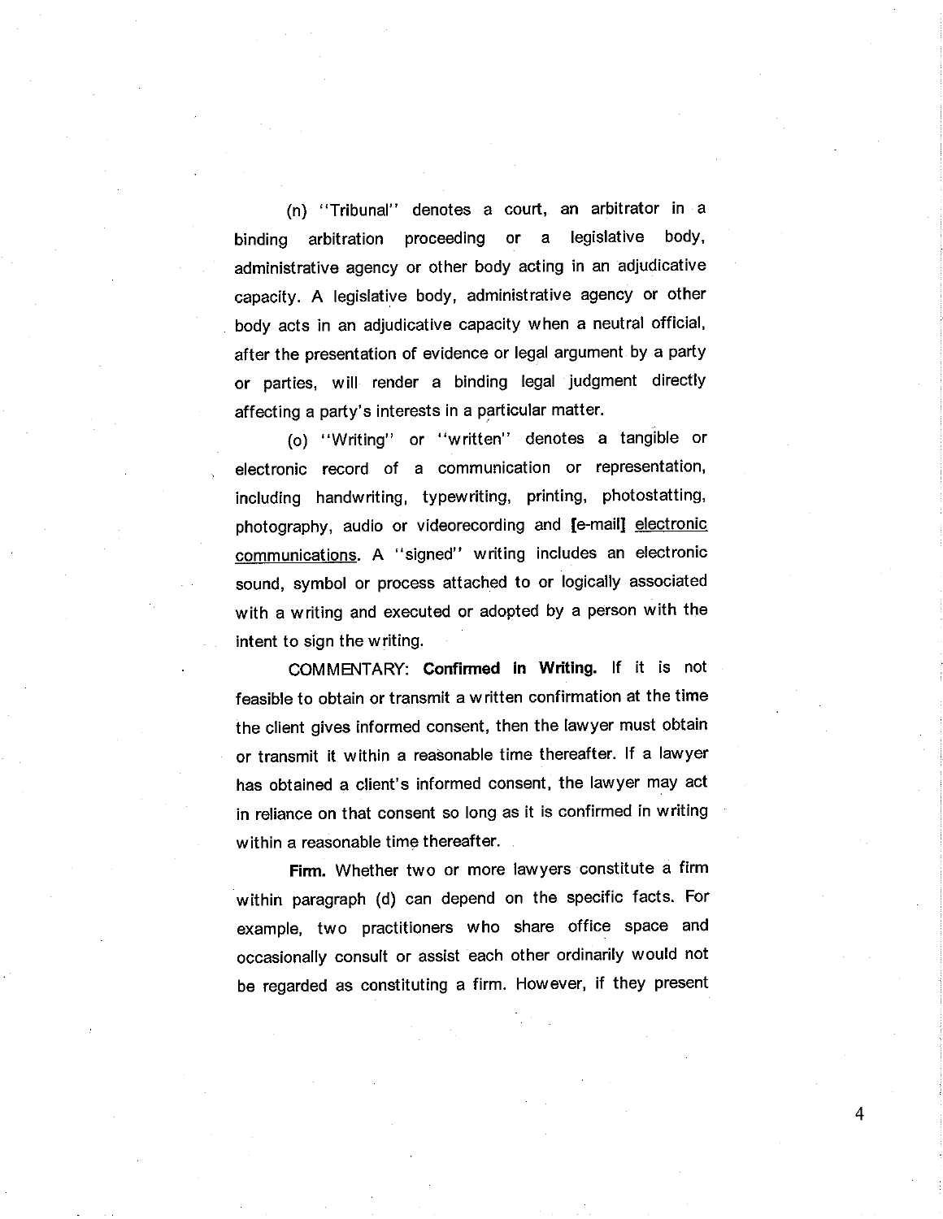(n) "Tribunal" denotes a court, an arbitrator in a binding arbitration proceeding or a legislative body, administrative agency or other body acting in an adjudicative capacity. A legislative body, administrative agency or other body acts in an adjudicative capacity when a neutral official, after the presentation of evidence or legal argument by a party or parties, will render a binding legal judgment directly affecting a party's interests in a particular matter.

(o) "Writing" or "written" denotes a tangible or electronic record of a communication or representation, including handwriting, typewriting, printing, photostatting, photography, audio or videorecording and [e-mail] <u>electronic communications</u>. A "signed" writing includes an electronic sound, symbol or process attached to or logically associated with a writing and executed or adopted by a person with the intent to sign the writing.

COMMENTARY: **Confirmed in Writing.** If it is not feasible to obtain or transmit a written confirmation at the time the client gives informed consent, then the lawyer must obtain or transmit it within a reasonable time thereafter. If a lawyer has obtained a client's informed consent, the lawyer may act in reliance on that consent so long as it is confirmed in writing within a reasonable time thereafter.

**Firm.** Whether two or more lawyers constitute a firm within paragraph (d) can depend on the specific facts. For example, two practitioners who share office space and occasionally consult or assist each other ordinarily would not be regarded as constituting a firm. However, if they present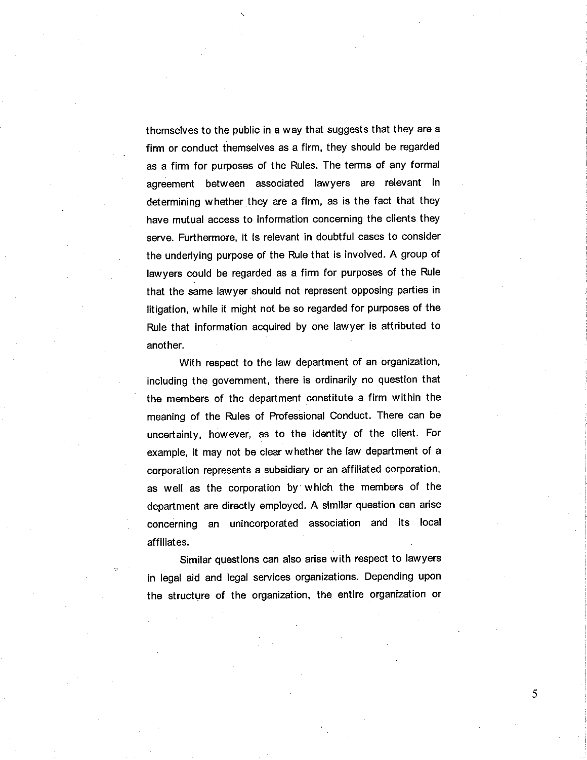themselves to the public in a way that suggests that they are a firm or conduct themselves as a firm, they should be regarded as a firm for purposes of the Rules. The terms of any formal agreement between associated lawyers are relevant in determining whether they are a firm, as is the fact that they have mutual access to information concerning the clients they serve. Furthermore, it is relevant in doubtful cases to consider the underlying purpose of the Rule that is involved. A group of lawyers could be regarded as a firm for purposes of the Rule that the same lawyer should not represent opposing parties in litigation, while it might not be so regarded for purposes of the Rule that information acquired by one lawyer is attributed to another.

With respect to the law department of an organization, including the government, there is ordinarily no question that the members of the department constitute a firm within the meaning of the Rules of Professional Conduct. There can be uncertainty, however, as to the identity of the client. For example, it may not be clear whether the law department of a corporation represents a subsidiary or an affiliated corporation, as well as the corporation by which the members of the department are directly employed. A similar question can arise concerning an unincorporated association and its local affiliates.

Similar questions can also arise with respect to lawyers in legal aid and legal services organizations. Depending upon the structure of the organization, the entire organization or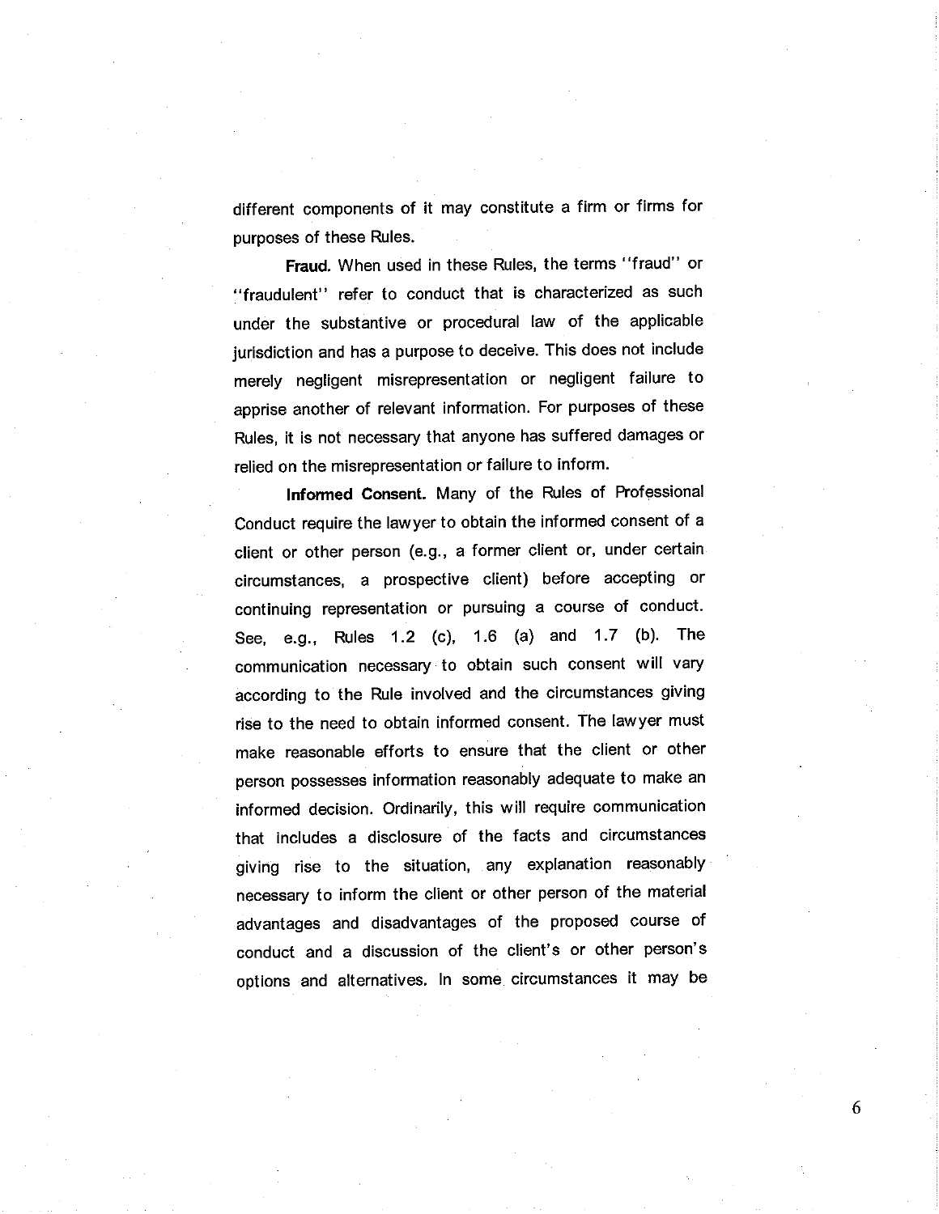different components of it may constitute a firm or firms for purposes of these Rules.

**Fraud.** When used in these Rules, the terms "fraud" or "fraudulent" refer to conduct that is characterized as such under the substantive or procedural law of the applicable jurisdiction and has a purpose to deceive. This does not include merely negligent misrepresentation or negligent failure to apprise another of relevant information. For purposes of these Rules, it is not necessary that anyone has suffered damages or relied on the misrepresentation or failure to inform.

**Informed Consent.** Many of the Rules of Professional Conduct require the lawyer to obtain the informed consent of a client or other person (e.g., a former client or, under certain circumstances, a prospective client) before accepting or continuing representation or pursuing a course of conduct. See, e.g., Rules 1.2 (c), 1.6 (a) and 1.7 (b). The communication necessary to obtain such consent will vary according to the Rule involved and the circumstances giving rise to the need to obtain informed consent. The lawyer must make reasonable efforts to ensure that the client or other person possesses information reasonably adequate to make an informed decision. Ordinarily, this will require communication that includes a disclosure of the facts and circumstances giving rise to the situation, any explanation reasonably necessary to inform the client or other person of the material advantages and disadvantages of the proposed course of conduct and a discussion of the client's or other person's options and alternatives. In some circumstances it may be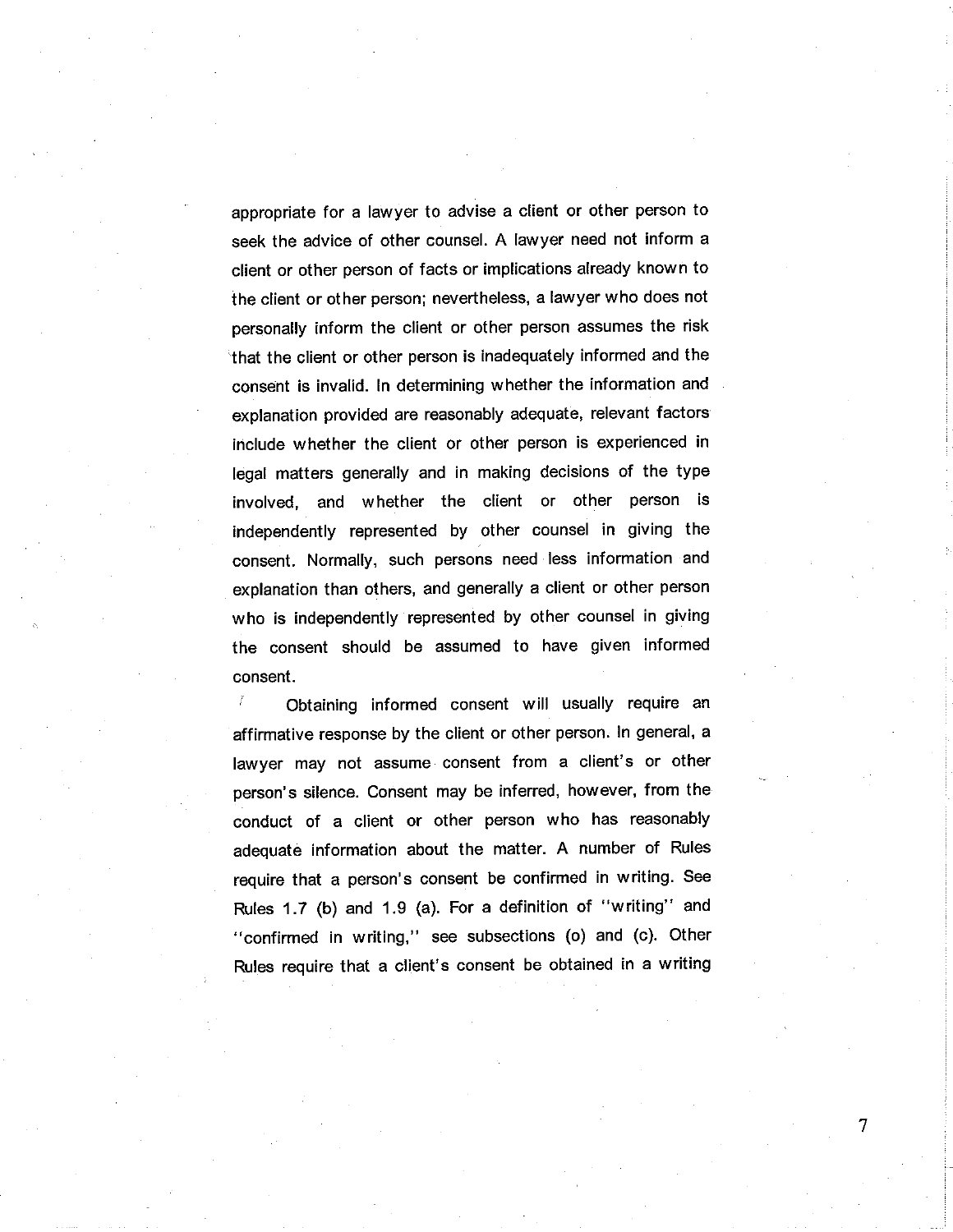appropriate for a lawyer to advise a client or other person to seek the advice of other counsel. A lawyer need not inform a client or other person of facts or implications already known to the client or other person; nevertheless, a lawyer who does not personally inform the client or other person assumes the risk that the client or other person is inadequately informed and the consent is invalid. In determining whether the information and explanation provided are reasonably adequate, relevant factors include whether the client or other person is experienced in legal matters generally and in making decisions of the type involved, and whether the client or other person is independently represented by other counsel in giving the consent. Normally, such persons need less information and explanation than others, and generally a client or other person who is independently represented by other counsel in giving the consent should be assumed to have given informed consent.

Obtaining informed consent will usually require an affirmative response by the client or other person. In general, a lawyer may not assume consent from a client's or other person's silence. Consent may be inferred, however, from the conduct of a client or other person who has reasonably adequate information about the matter. A number of Rules require that a person's consent be confirmed in writing. See Rules 1.7 (b) and 1.9 (a). For a definition of "writing" and "confirmed in writing," see subsections (o) and (c). Other Rules require that a client's consent be obtained in a writing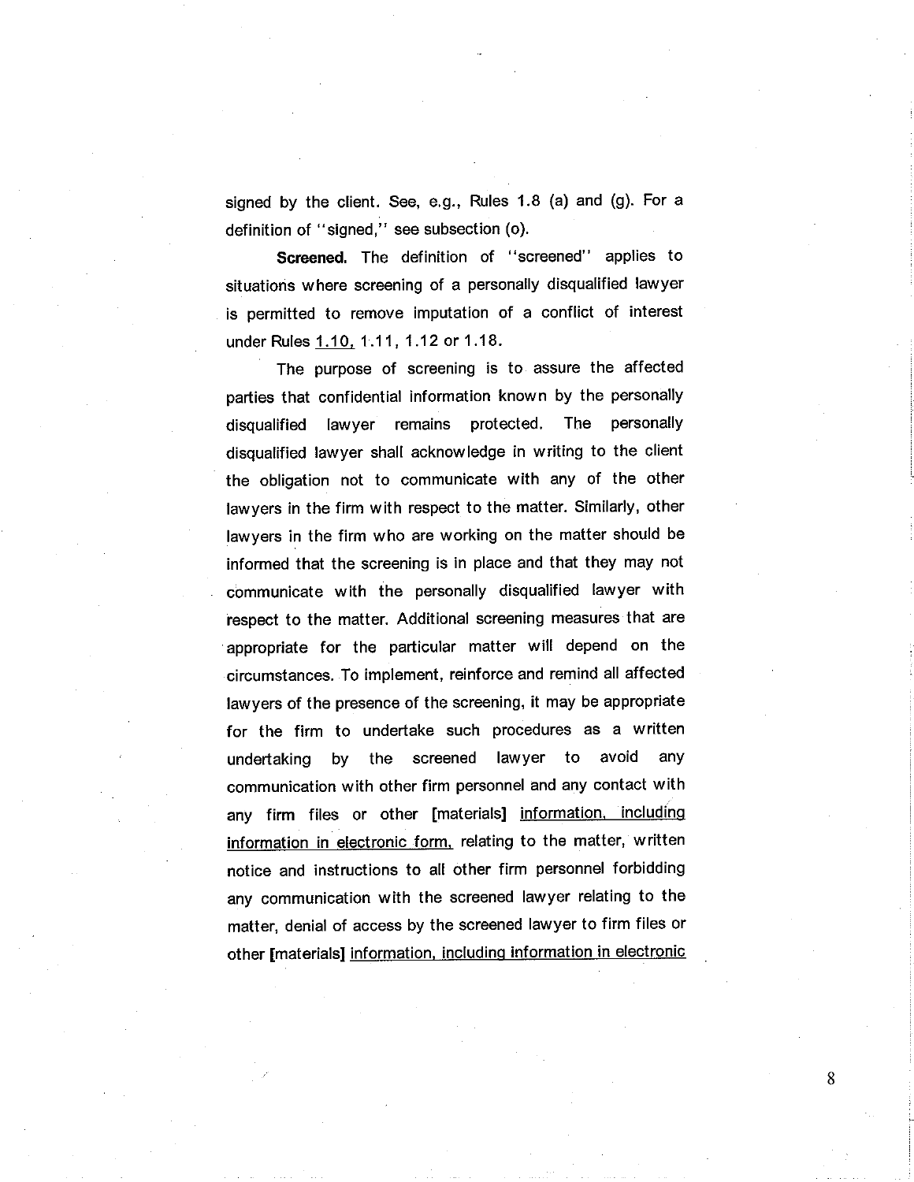signed by the client. See, e.g., Rules 1.8 (a) and (g). For a definition of "signed," see subsection (o).

**Screened.** The definition of "screened" applies to situations where screening of a personally disqualified lawyer is permitted to remove imputation of a conflict of interest under Rules <u>1.10,</u> 1.11, 1.12 or 1.18.

The purpose of screening is to assure the affected parties that confidential information known by the personally disqualified lawyer remains protected. The personally disqualified lawyer shall acknowledge in writing to the client the obligation not to communicate with any of the other lawyers in the firm with respect to the matter. Similarly, other lawyers in the firm who are working on the matter should be informed that the screening is in place and that they may not communicate with the personally disqualified lawyer with respect to the matter. Additional screening measures that are appropriate for the particular matter will depend on the circumstances. To implement, reinforce and remind all affected lawyers of the presence of the screening, it may be appropriate for the firm to undertake such procedures as a written undertaking by the screened lawyer to avoid any communication with other firm personnel and any contact with any firm files or other [materials] <u>information, including information in electronic form,</u> relating to the matter, written notice and instructions to all other firm personnel forbidding any communication with the screened lawyer relating to the matter, denial of access by the screened lawyer to firm files or other [materials] <u>information, including information in electronic</u>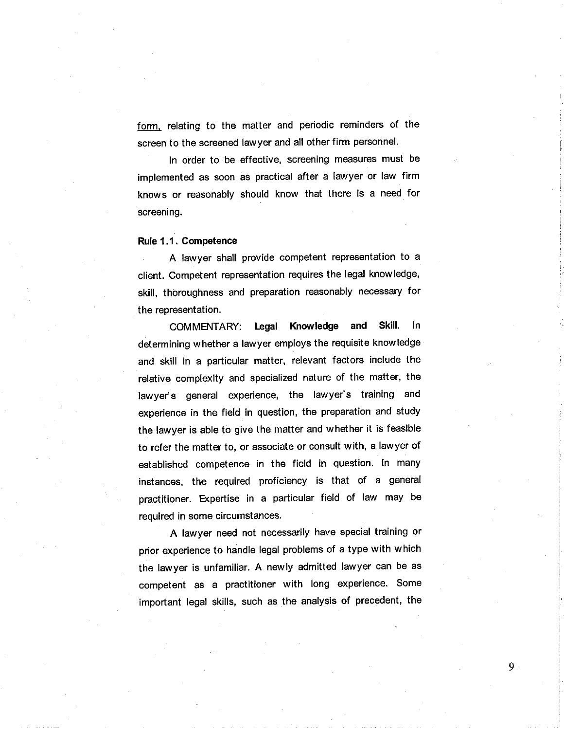form, relating to the matter and periodic reminders of the screen to the screened lawyer and all other firm personnel.

In order to be effective, screening measures must be implemented as soon as practical after a lawyer or law firm knows or reasonably should know that there is a need for screening.

**Rule 1.1. Competence**

A lawyer shall provide competent representation to a client. Competent representation requires the legal knowledge, skill, thoroughness and preparation reasonably necessary for the representation.

COMMENTARY: **Legal Knowledge and Skill.** In determining whether a lawyer employs the requisite knowledge and skill in a particular matter, relevant factors include the relative complexity and specialized nature of the matter, the lawyer's general experience, the lawyer's training and experience in the field in question, the preparation and study the lawyer is able to give the matter and whether it is feasible to refer the matter to, or associate or consult with, a lawyer of established competence in the field in question. In many instances, the required proficiency is that of a general practitioner. Expertise in a particular field of law may be required in some circumstances.

A lawyer need not necessarily have special training or prior experience to handle legal problems of a type with which the lawyer is unfamiliar. A newly admitted lawyer can be as competent as a practitioner with long experience. Some important legal skills, such as the analysis of precedent, the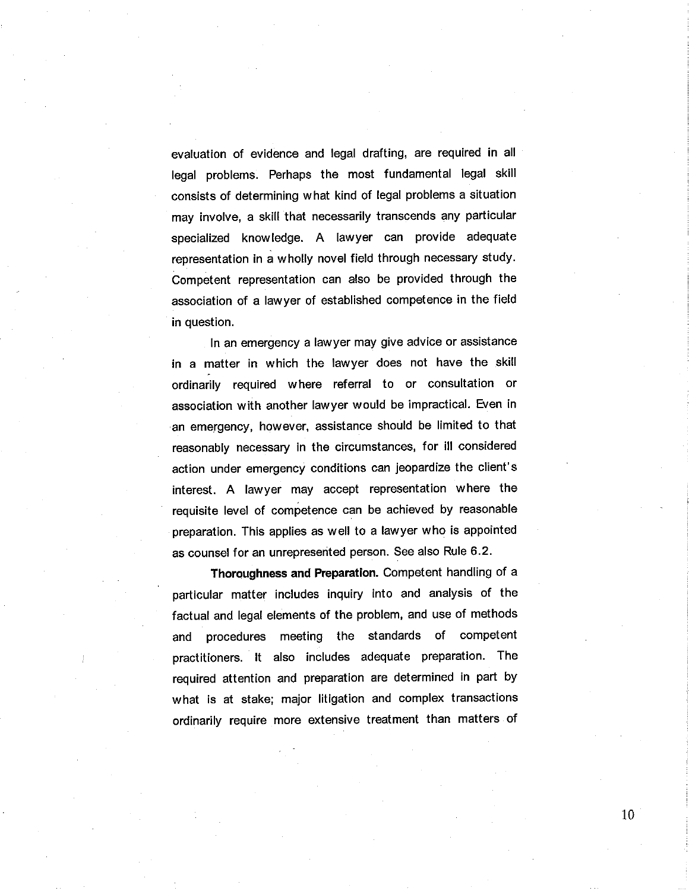evaluation of evidence and legal drafting, are required in all legal problems. Perhaps the most fundamental legal skill consists of determining what kind of legal problems a situation may involve, a skill that necessarily transcends any particular specialized knowledge. A lawyer can provide adequate representation in a wholly novel field through necessary study. Competent representation can also be provided through the association of a lawyer of established competence in the field in question.

In an emergency a lawyer may give advice or assistance in a matter in which the lawyer does not have the skill ordinarily required where referral to or consultation or association with another lawyer would be impractical. Even in an emergency, however, assistance should be limited to that reasonably necessary in the circumstances, for ill considered action under emergency conditions can jeopardize the client's interest. A lawyer may accept representation where the requisite level of competence can be achieved by reasonable preparation. This applies as well to a lawyer who is appointed as counsel for an unrepresented person. See also Rule 6.2.

**Thoroughness and Preparation.** Competent handling of a particular matter includes inquiry into and analysis of the factual and legal elements of the problem, and use of methods and procedures meeting the standards of competent practitioners. It also includes adequate preparation. The required attention and preparation are determined in part by what is at stake; major litigation and complex transactions ordinarily require more extensive treatment than matters of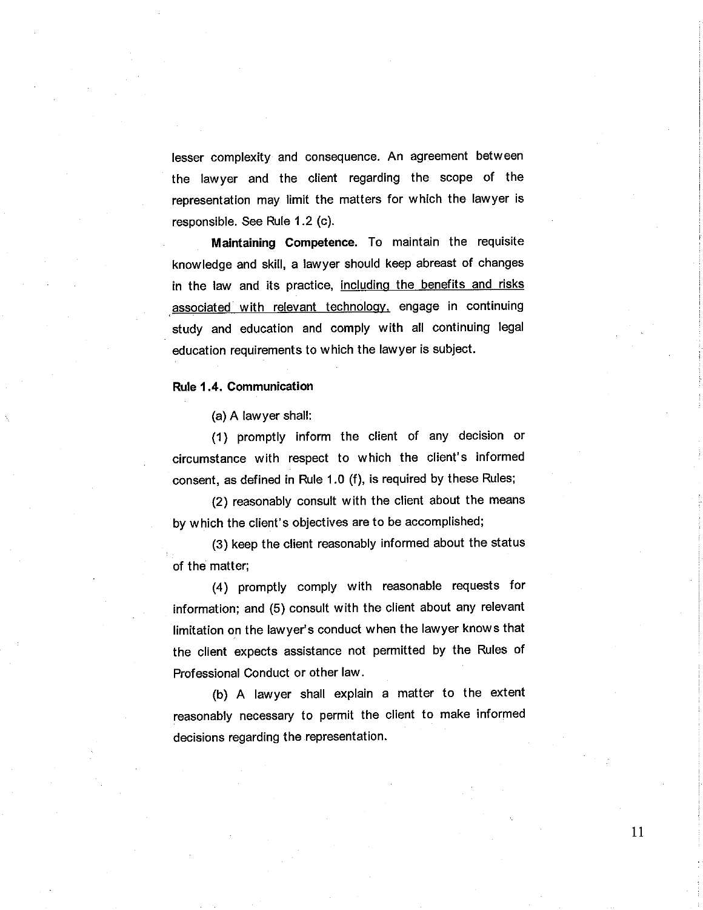lesser complexity and consequence. An agreement between the lawyer and the client regarding the scope of the representation may limit the matters for which the lawyer is responsible. See Rule 1.2 (c).

**Maintaining Competence.** To maintain the requisite knowledge and skill, a lawyer should keep abreast of changes in the law and its practice, <u>including the benefits and risks associated with relevant technology,</u> engage in continuing study and education and comply with all continuing legal education requirements to which the lawyer is subject.

**Rule 1.4. Communication**

(a) A lawyer shall:

(1) promptly inform the client of any decision or circumstance with respect to which the client's informed consent, as defined in Rule 1.0 (f), is required by these Rules;

(2) reasonably consult with the client about the means by which the client's objectives are to be accomplished;

(3) keep the client reasonably informed about the status of the matter;

(4) promptly comply with reasonable requests for information; and (5) consult with the client about any relevant limitation on the lawyer's conduct when the lawyer knows that the client expects assistance not permitted by the Rules of Professional Conduct or other law.

(b) A lawyer shall explain a matter to the extent reasonably necessary to permit the client to make informed decisions regarding the representation.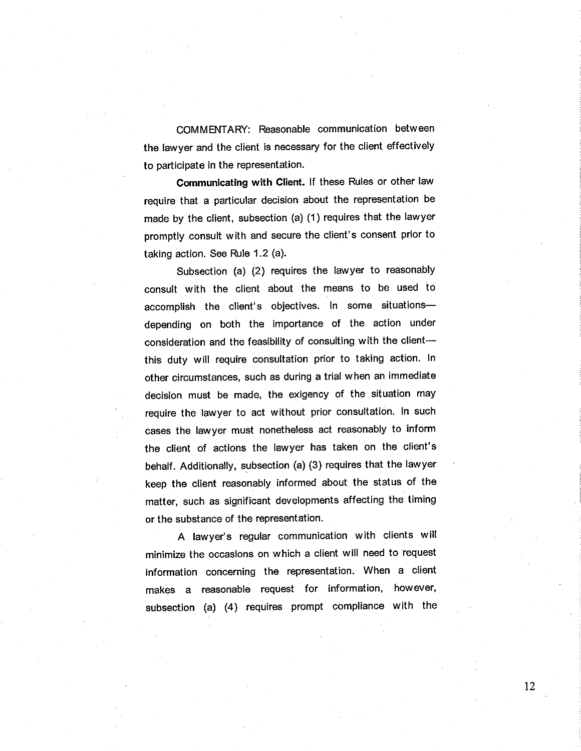COMMENTARY: Reasonable communication between the lawyer and the client is necessary for the client effectively to participate in the representation.

**Communicating with Client.** If these Rules or other law require that a particular decision about the representation be made by the client, subsection (a) (1) requires that the lawyer promptly consult with and secure the client's consent prior to taking action. See Rule 1.2 (a).

Subsection (a) (2) requires the lawyer to reasonably consult with the client about the means to be used to accomplish the client's objectives. In some situations—depending on both the importance of the action under consideration and the feasibility of consulting with the client—this duty will require consultation prior to taking action. In other circumstances, such as during a trial when an immediate decision must be made, the exigency of the situation may require the lawyer to act without prior consultation. In such cases the lawyer must nonetheless act reasonably to inform the client of actions the lawyer has taken on the client's behalf. Additionally, subsection (a) (3) requires that the lawyer keep the client reasonably informed about the status of the matter, such as significant developments affecting the timing or the substance of the representation.

A lawyer's regular communication with clients will minimize the occasions on which a client will need to request information concerning the representation. When a client makes a reasonable request for information, however, subsection (a) (4) requires prompt compliance with the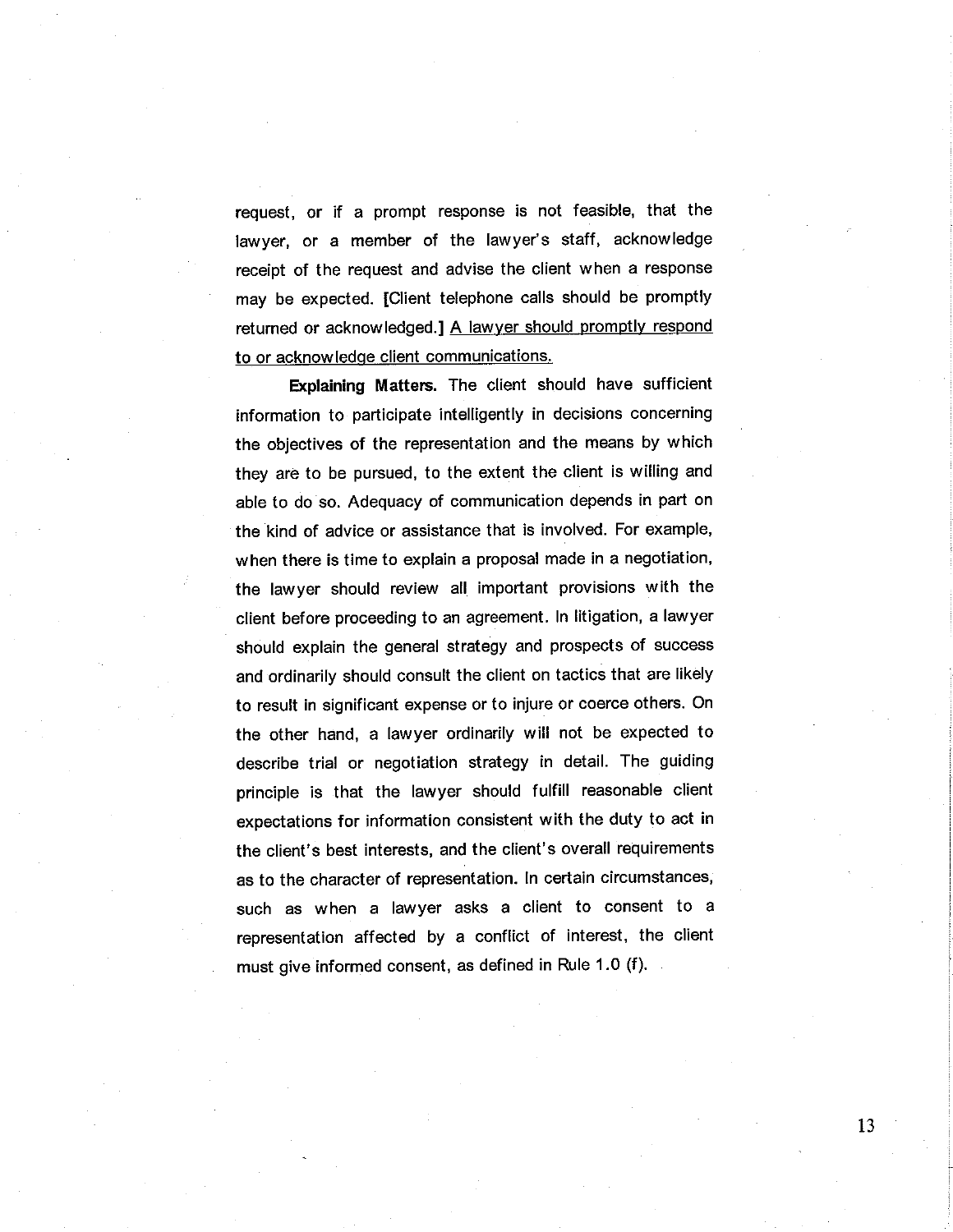request, or if a prompt response is not feasible, that the lawyer, or a member of the lawyer's staff, acknowledge receipt of the request and advise the client when a response may be expected. [Client telephone calls should be promptly returned or acknowledged.] <u>A lawyer should promptly respond to or acknowledge client communications.</u>

**Explaining Matters.** The client should have sufficient information to participate intelligently in decisions concerning the objectives of the representation and the means by which they are to be pursued, to the extent the client is willing and able to do so. Adequacy of communication depends in part on the kind of advice or assistance that is involved. For example, when there is time to explain a proposal made in a negotiation, the lawyer should review all important provisions with the client before proceeding to an agreement. In litigation, a lawyer should explain the general strategy and prospects of success and ordinarily should consult the client on tactics that are likely to result in significant expense or to injure or coerce others. On the other hand, a lawyer ordinarily will not be expected to describe trial or negotiation strategy in detail. The guiding principle is that the lawyer should fulfill reasonable client expectations for information consistent with the duty to act in the client's best interests, and the client's overall requirements as to the character of representation. In certain circumstances, such as when a lawyer asks a client to consent to a representation affected by a conflict of interest, the client must give informed consent, as defined in Rule 1.0 (f).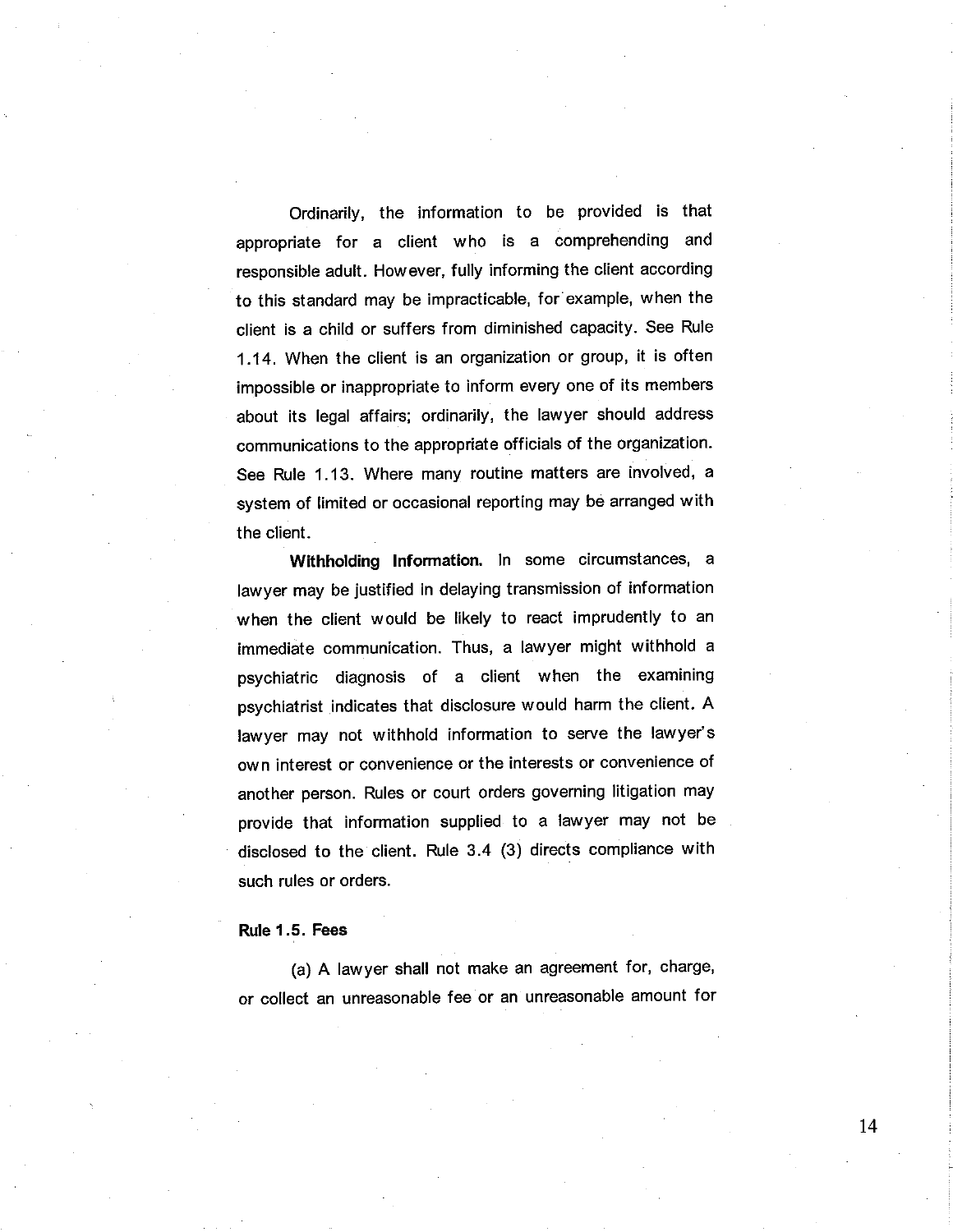Ordinarily, the information to be provided is that appropriate for a client who is a comprehending and responsible adult. However, fully informing the client according to this standard may be impracticable, for example, when the client is a child or suffers from diminished capacity. See Rule 1.14. When the client is an organization or group, it is often impossible or inappropriate to inform every one of its members about its legal affairs; ordinarily, the lawyer should address communications to the appropriate officials of the organization. See Rule 1.13. Where many routine matters are involved, a system of limited or occasional reporting may be arranged with the client.

**Withholding Information.** In some circumstances, a lawyer may be justified in delaying transmission of information when the client would be likely to react imprudently to an immediate communication. Thus, a lawyer might withhold a psychiatric diagnosis of a client when the examining psychiatrist indicates that disclosure would harm the client. A lawyer may not withhold information to serve the lawyer's own interest or convenience or the interests or convenience of another person. Rules or court orders governing litigation may provide that information supplied to a lawyer may not be disclosed to the client. Rule 3.4 (3) directs compliance with such rules or orders.

**Rule 1.5. Fees**

(a) A lawyer shall not make an agreement for, charge, or collect an unreasonable fee or an unreasonable amount for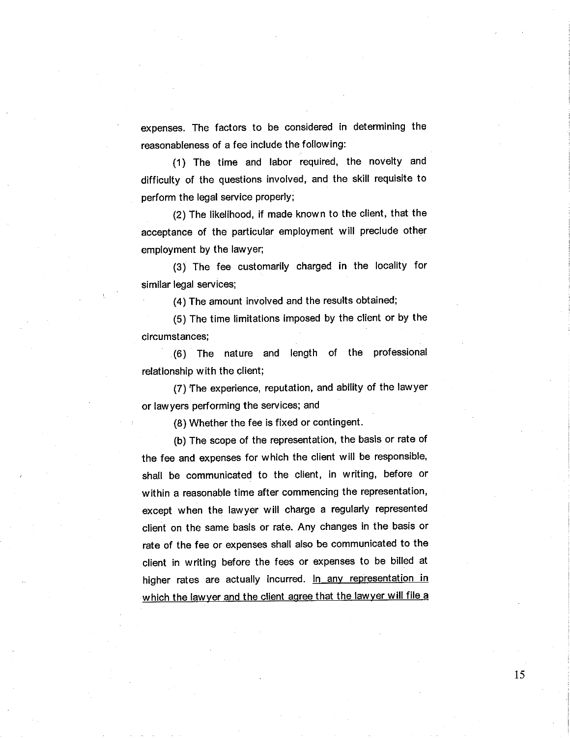expenses. The factors to be considered in determining the reasonableness of a fee include the following:

(1) The time and labor required, the novelty and difficulty of the questions involved, and the skill requisite to perform the legal service properly;

(2) The likelihood, if made known to the client, that the acceptance of the particular employment will preclude other employment by the lawyer;

(3) The fee customarily charged in the locality for similar legal services;

(4) The amount involved and the results obtained;

(5) The time limitations imposed by the client or by the circumstances;

(6) The nature and length of the professional relationship with the client;

(7) The experience, reputation, and ability of the lawyer or lawyers performing the services; and

(8) Whether the fee is fixed or contingent.

(b) The scope of the representation, the basis or rate of the fee and expenses for which the client will be responsible, shall be communicated to the client, in writing, before or within a reasonable time after commencing the representation, except when the lawyer will charge a regularly represented client on the same basis or rate. Any changes in the basis or rate of the fee or expenses shall also be communicated to the client in writing before the fees or expenses to be billed at higher rates are actually incurred. <u>In any representation in which the lawyer and the client agree that the lawyer will file a</u>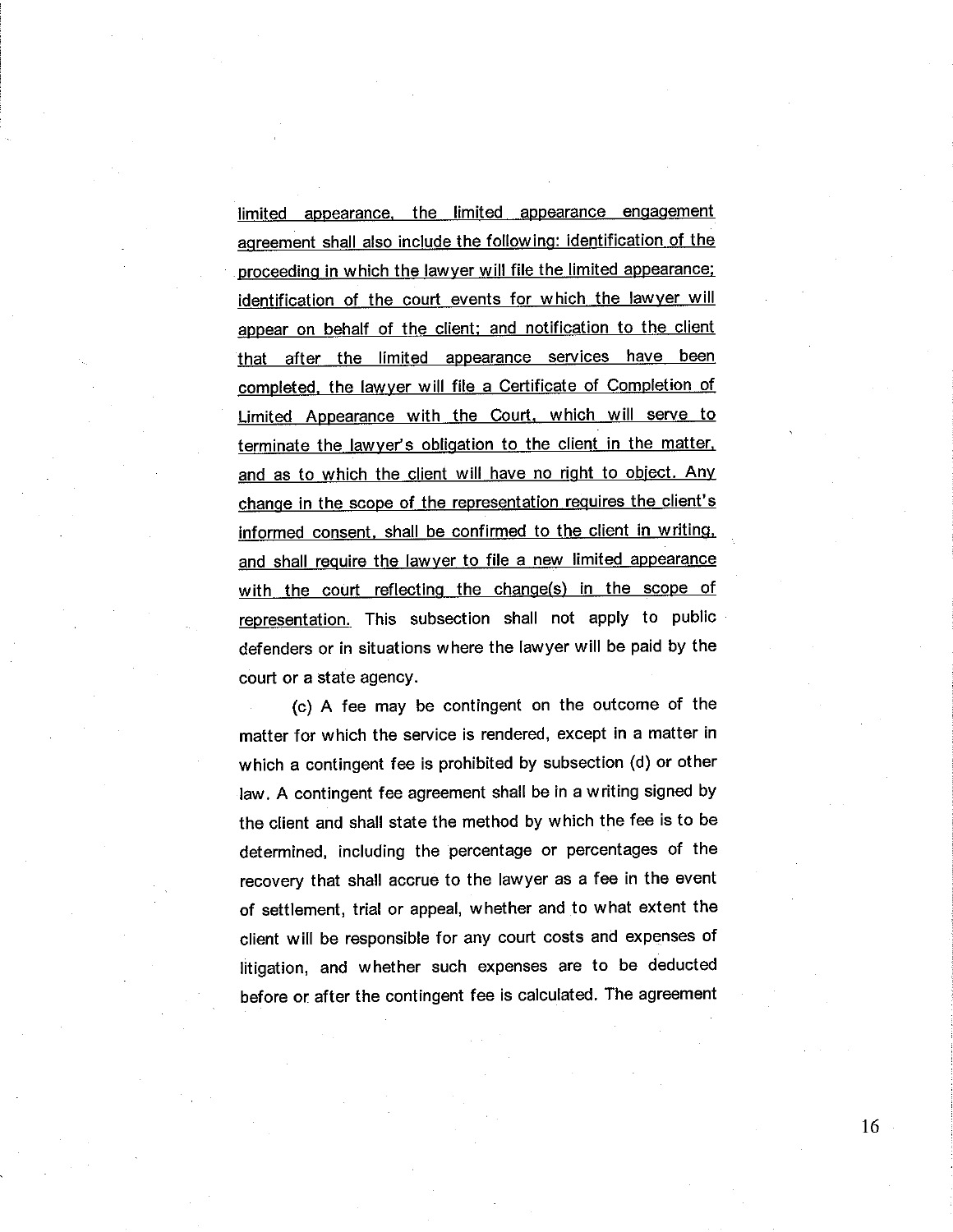<u>limited appearance, the limited appearance engagement agreement shall also include the following: identification of the proceeding in which the lawyer will file the limited appearance; identification of the court events for which the lawyer will appear on behalf of the client; and notification to the client that after the limited appearance services have been completed, the lawyer will file a Certificate of Completion of Limited Appearance with the Court, which will serve to terminate the lawyer's obligation to the client in the matter, and as to which the client will have no right to object. Any change in the scope of the representation requires the client's informed consent, shall be confirmed to the client in writing, and shall require the lawyer to file a new limited appearance with the court reflecting the change(s) in the scope of representation.</u> This subsection shall not apply to public defenders or in situations where the lawyer will be paid by the court or a state agency.

(c) A fee may be contingent on the outcome of the matter for which the service is rendered, except in a matter in which a contingent fee is prohibited by subsection (d) or other law. A contingent fee agreement shall be in a writing signed by the client and shall state the method by which the fee is to be determined, including the percentage or percentages of the recovery that shall accrue to the lawyer as a fee in the event of settlement, trial or appeal, whether and to what extent the client will be responsible for any court costs and expenses of litigation, and whether such expenses are to be deducted before or after the contingent fee is calculated. The agreement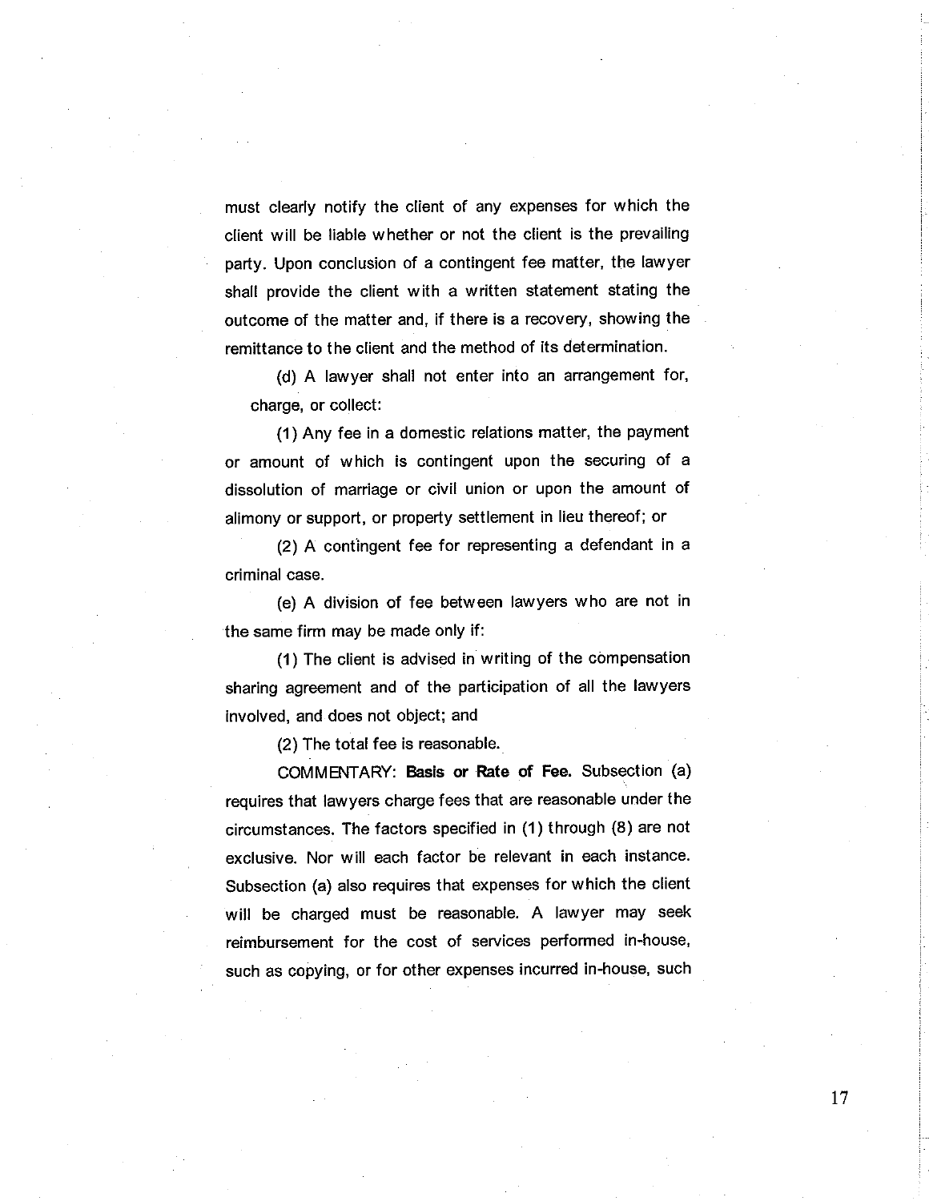must clearly notify the client of any expenses for which the client will be liable whether or not the client is the prevailing party. Upon conclusion of a contingent fee matter, the lawyer shall provide the client with a written statement stating the outcome of the matter and, if there is a recovery, showing the remittance to the client and the method of its determination.

(d) A lawyer shall not enter into an arrangement for, charge, or collect:

(1) Any fee in a domestic relations matter, the payment or amount of which is contingent upon the securing of a dissolution of marriage or civil union or upon the amount of alimony or support, or property settlement in lieu thereof; or

(2) A contingent fee for representing a defendant in a criminal case.

(e) A division of fee between lawyers who are not in the same firm may be made only if:

(1) The client is advised in writing of the compensation sharing agreement and of the participation of all the lawyers involved, and does not object; and

(2) The total fee is reasonable.

COMMENTARY: **Basis or Rate of Fee.** Subsection (a) requires that lawyers charge fees that are reasonable under the circumstances. The factors specified in (1) through (8) are not exclusive. Nor will each factor be relevant in each instance. Subsection (a) also requires that expenses for which the client will be charged must be reasonable. A lawyer may seek reimbursement for the cost of services performed in-house, such as copying, or for other expenses incurred in-house, such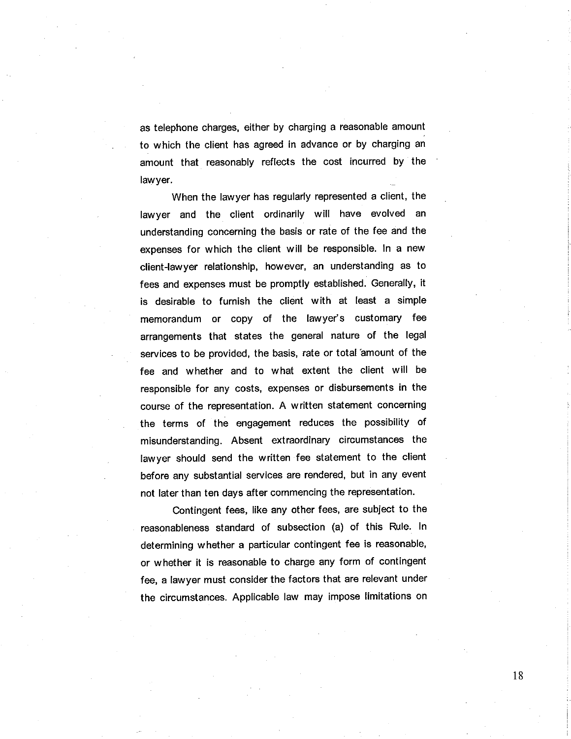as telephone charges, either by charging a reasonable amount to which the client has agreed in advance or by charging an amount that reasonably reflects the cost incurred by the lawyer.

When the lawyer has regularly represented a client, the lawyer and the client ordinarily will have evolved an understanding concerning the basis or rate of the fee and the expenses for which the client will be responsible. In a new client-lawyer relationship, however, an understanding as to fees and expenses must be promptly established. Generally, it is desirable to furnish the client with at least a simple memorandum or copy of the lawyer's customary fee arrangements that states the general nature of the legal services to be provided, the basis, rate or total amount of the fee and whether and to what extent the client will be responsible for any costs, expenses or disbursements in the course of the representation. A written statement concerning the terms of the engagement reduces the possibility of misunderstanding. Absent extraordinary circumstances the lawyer should send the written fee statement to the client before any substantial services are rendered, but in any event not later than ten days after commencing the representation.

Contingent fees, like any other fees, are subject to the reasonableness standard of subsection (a) of this Rule. In determining whether a particular contingent fee is reasonable, or whether it is reasonable to charge any form of contingent fee, a lawyer must consider the factors that are relevant under the circumstances. Applicable law may impose limitations on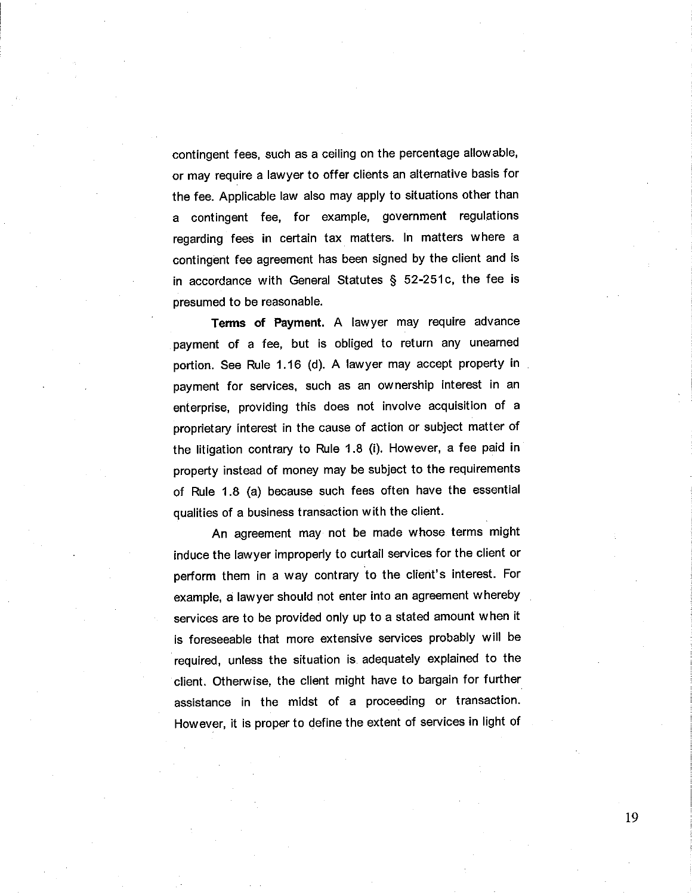contingent fees, such as a ceiling on the percentage allowable, or may require a lawyer to offer clients an alternative basis for the fee. Applicable law also may apply to situations other than a contingent fee, for example, government regulations regarding fees in certain tax matters. In matters where a contingent fee agreement has been signed by the client and is in accordance with General Statutes § 52-251c, the fee is presumed to be reasonable.

**Terms of Payment.** A lawyer may require advance payment of a fee, but is obliged to return any unearned portion. See Rule 1.16 (d). A lawyer may accept property in payment for services, such as an ownership interest in an enterprise, providing this does not involve acquisition of a proprietary interest in the cause of action or subject matter of the litigation contrary to Rule 1.8 (i). However, a fee paid in property instead of money may be subject to the requirements of Rule 1.8 (a) because such fees often have the essential qualities of a business transaction with the client.

An agreement may not be made whose terms might induce the lawyer improperly to curtail services for the client or perform them in a way contrary to the client's interest. For example, a lawyer should not enter into an agreement whereby services are to be provided only up to a stated amount when it is foreseeable that more extensive services probably will be required, unless the situation is adequately explained to the client. Otherwise, the client might have to bargain for further assistance in the midst of a proceeding or transaction. However, it is proper to define the extent of services in light of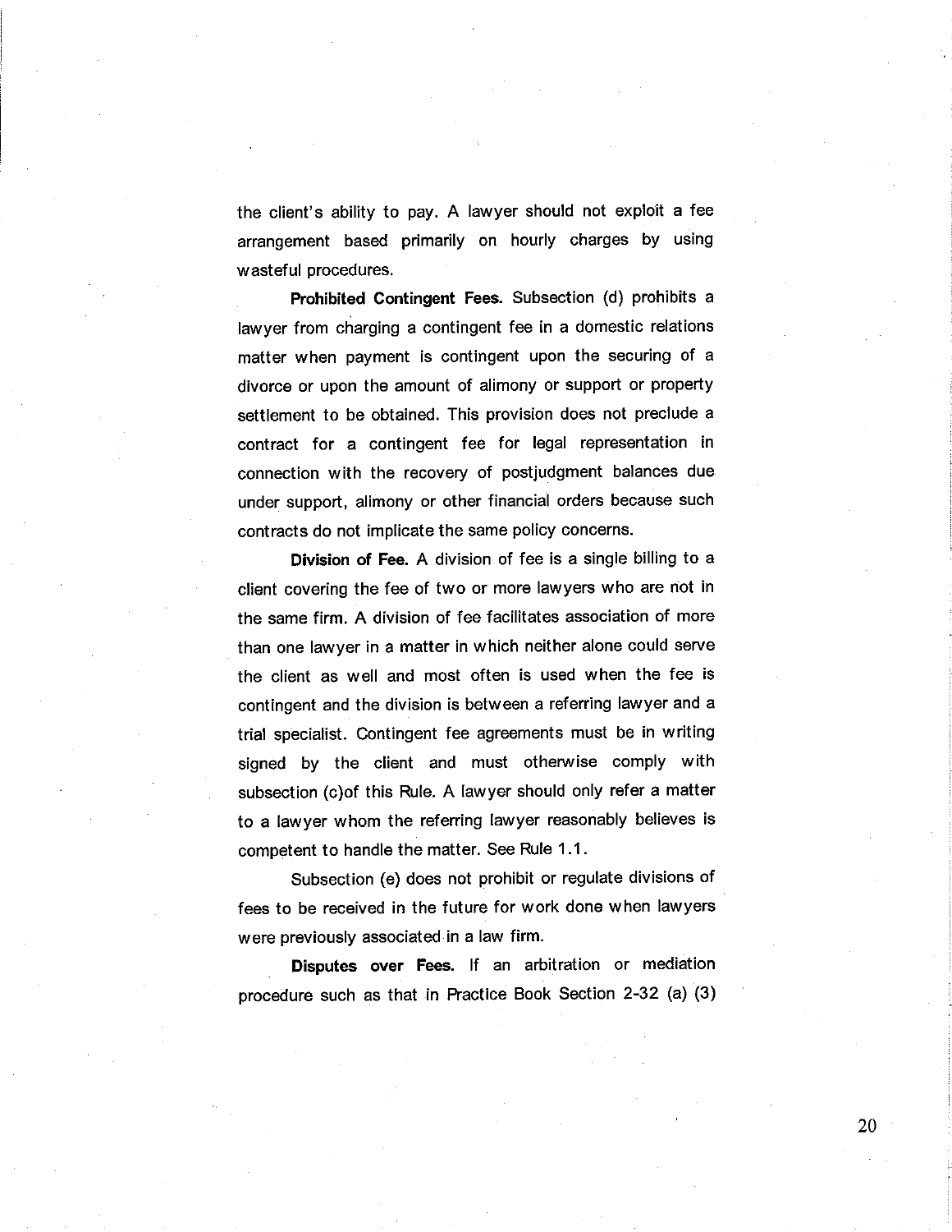the client's ability to pay. A lawyer should not exploit a fee arrangement based primarily on hourly charges by using wasteful procedures.

**Prohibited Contingent Fees.** Subsection (d) prohibits a lawyer from charging a contingent fee in a domestic relations matter when payment is contingent upon the securing of a divorce or upon the amount of alimony or support or property settlement to be obtained. This provision does not preclude a contract for a contingent fee for legal representation in connection with the recovery of postjudgment balances due under support, alimony or other financial orders because such contracts do not implicate the same policy concerns.

**Division of Fee.** A division of fee is a single billing to a client covering the fee of two or more lawyers who are not in the same firm. A division of fee facilitates association of more than one lawyer in a matter in which neither alone could serve the client as well and most often is used when the fee is contingent and the division is between a referring lawyer and a trial specialist. Contingent fee agreements must be in writing signed by the client and must otherwise comply with subsection (c)of this Rule. A lawyer should only refer a matter to a lawyer whom the referring lawyer reasonably believes is competent to handle the matter. See Rule 1.1.

Subsection (e) does not prohibit or regulate divisions of fees to be received in the future for work done when lawyers were previously associated in a law firm.

**Disputes over Fees.** If an arbitration or mediation procedure such as that in Practice Book Section 2-32 (a) (3)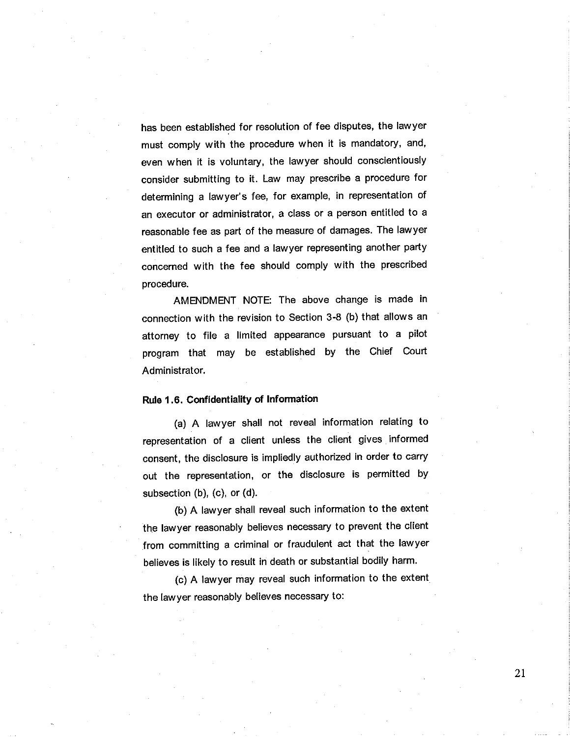has been established for resolution of fee disputes, the lawyer must comply with the procedure when it is mandatory, and, even when it is voluntary, the lawyer should conscientiously consider submitting to it. Law may prescribe a procedure for determining a lawyer's fee, for example, in representation of an executor or administrator, a class or a person entitled to a reasonable fee as part of the measure of damages. The lawyer entitled to such a fee and a lawyer representing another party concerned with the fee should comply with the prescribed procedure.

AMENDMENT NOTE: The above change is made in connection with the revision to Section 3-8 (b) that allows an attorney to file a limited appearance pursuant to a pilot program that may be established by the Chief Court Administrator.

**Rule 1.6. Confidentiality of Information**

(a) A lawyer shall not reveal information relating to representation of a client unless the client gives informed consent, the disclosure is impliedly authorized in order to carry out the representation, or the disclosure is permitted by subsection (b), (c), or (d).

(b) A lawyer shall reveal such information to the extent the lawyer reasonably believes necessary to prevent the client from committing a criminal or fraudulent act that the lawyer believes is likely to result in death or substantial bodily harm.

(c) A lawyer may reveal such information to the extent the lawyer reasonably believes necessary to: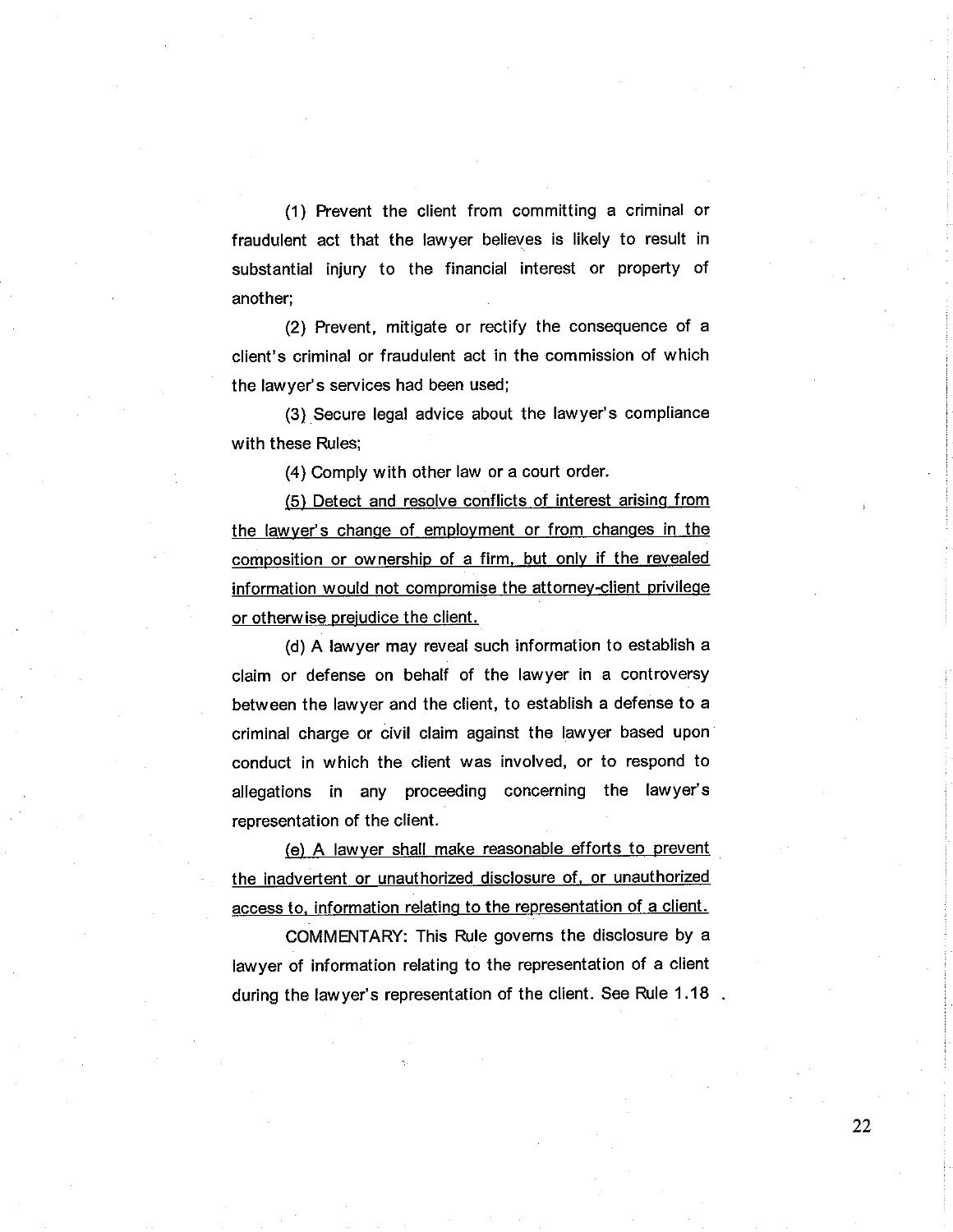(1) Prevent the client from committing a criminal or fraudulent act that the lawyer believes is likely to result in substantial injury to the financial interest or property of another;

(2) Prevent, mitigate or rectify the consequence of a client's criminal or fraudulent act in the commission of which the lawyer's services had been used;

(3) Secure legal advice about the lawyer's compliance with these Rules;

(4) Comply with other law or a court order.

<u>(5) Detect and resolve conflicts of interest arising from the lawyer's change of employment or from changes in the composition or ownership of a firm, but only if the revealed information would not compromise the attorney-client privilege or otherwise prejudice the client.</u>

(d) A lawyer may reveal such information to establish a claim or defense on behalf of the lawyer in a controversy between the lawyer and the client, to establish a defense to a criminal charge or civil claim against the lawyer based upon conduct in which the client was involved, or to respond to allegations in any proceeding concerning the lawyer's representation of the client.

<u>(e) A lawyer shall make reasonable efforts to prevent the inadvertent or unauthorized disclosure of, or unauthorized access to, information relating to the representation of a client.</u>

COMMENTARY: This Rule governs the disclosure by a lawyer of information relating to the representation of a client during the lawyer's representation of the client. See Rule 1.18 .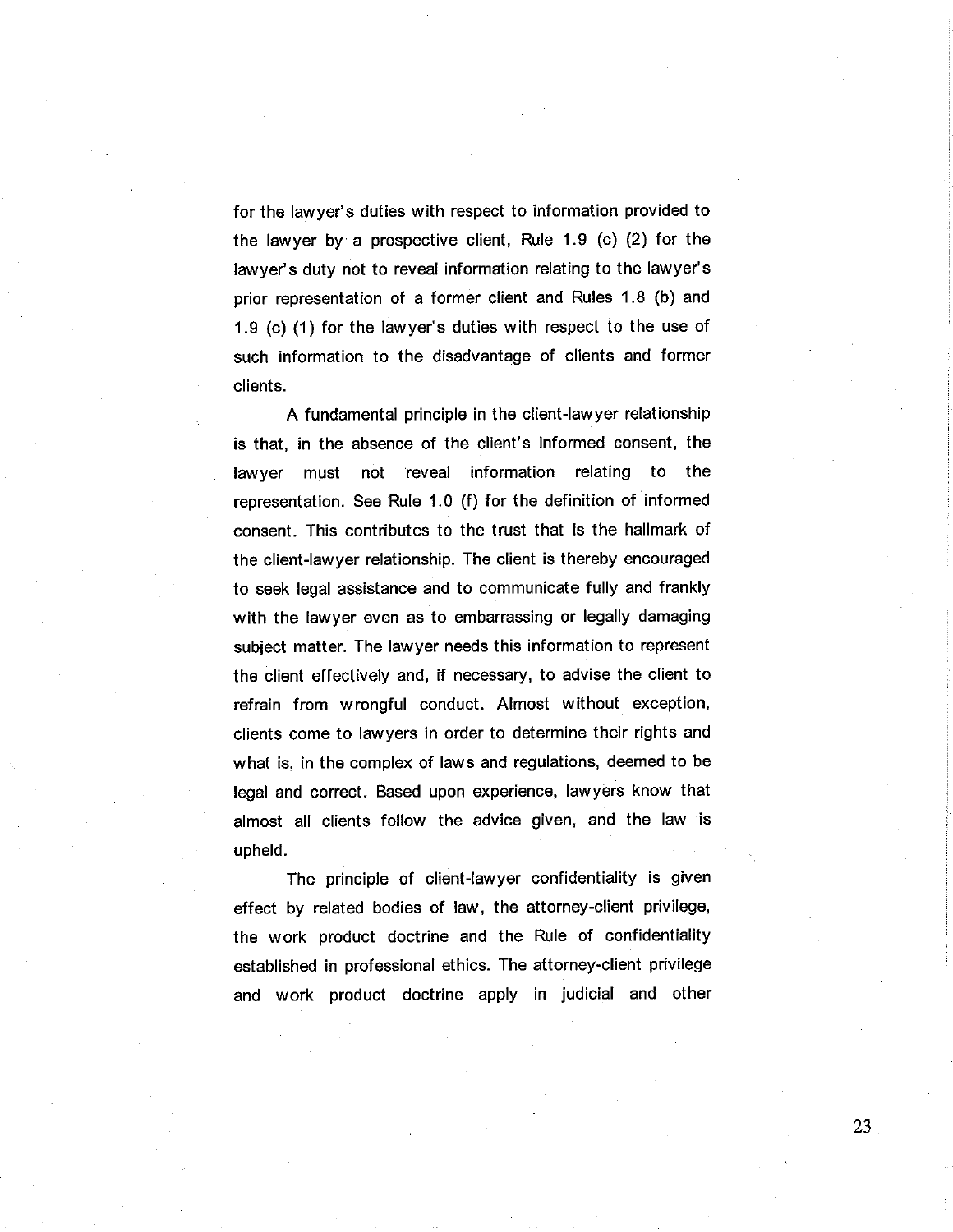for the lawyer's duties with respect to information provided to the lawyer by a prospective client, Rule 1.9 (c) (2) for the lawyer's duty not to reveal information relating to the lawyer's prior representation of a former client and Rules 1.8 (b) and 1.9 (c) (1) for the lawyer's duties with respect to the use of such information to the disadvantage of clients and former clients.

A fundamental principle in the client-lawyer relationship is that, in the absence of the client's informed consent, the lawyer must not reveal information relating to the representation. See Rule 1.0 (f) for the definition of informed consent. This contributes to the trust that is the hallmark of the client-lawyer relationship. The client is thereby encouraged to seek legal assistance and to communicate fully and frankly with the lawyer even as to embarrassing or legally damaging subject matter. The lawyer needs this information to represent the client effectively and, if necessary, to advise the client to refrain from wrongful conduct. Almost without exception, clients come to lawyers in order to determine their rights and what is, in the complex of laws and regulations, deemed to be legal and correct. Based upon experience, lawyers know that almost all clients follow the advice given, and the law is upheld.

The principle of client-lawyer confidentiality is given effect by related bodies of law, the attorney-client privilege, the work product doctrine and the Rule of confidentiality established in professional ethics. The attorney-client privilege and work product doctrine apply in judicial and other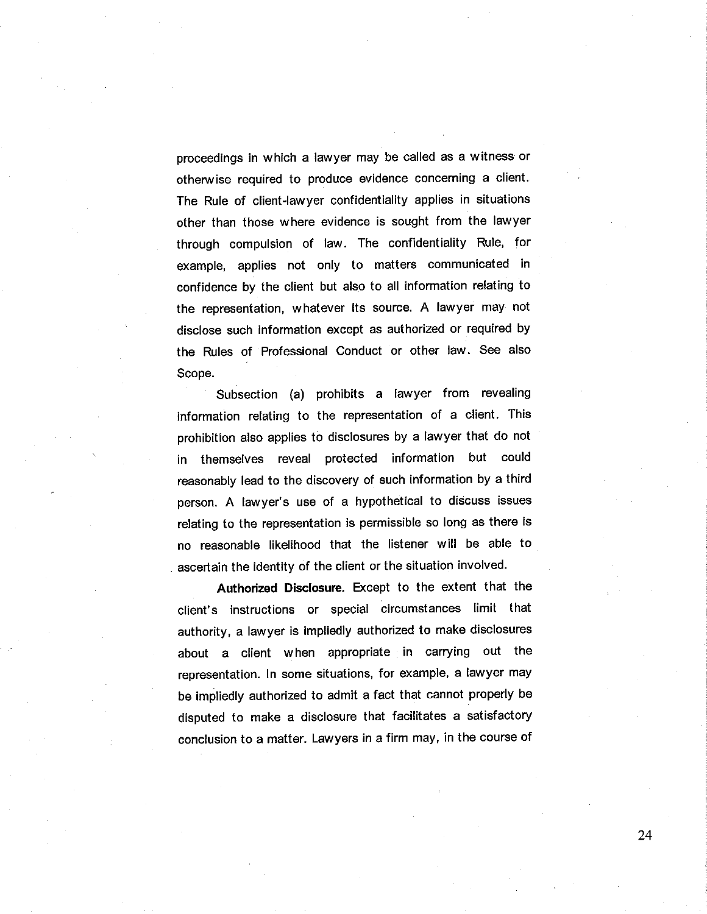proceedings in which a lawyer may be called as a witness or otherwise required to produce evidence concerning a client. The Rule of client-lawyer confidentiality applies in situations other than those where evidence is sought from the lawyer through compulsion of law. The confidentiality Rule, for example, applies not only to matters communicated in confidence by the client but also to all information relating to the representation, whatever its source. A lawyer may not disclose such information except as authorized or required by the Rules of Professional Conduct or other law. See also Scope.

Subsection (a) prohibits a lawyer from revealing information relating to the representation of a client. This prohibition also applies to disclosures by a lawyer that do not in themselves reveal protected information but could reasonably lead to the discovery of such information by a third person. A lawyer's use of a hypothetical to discuss issues relating to the representation is permissible so long as there is no reasonable likelihood that the listener will be able to ascertain the identity of the client or the situation involved.

**Authorized Disclosure.** Except to the extent that the client's instructions or special circumstances limit that authority, a lawyer is impliedly authorized to make disclosures about a client when appropriate in carrying out the representation. In some situations, for example, a lawyer may be impliedly authorized to admit a fact that cannot properly be disputed to make a disclosure that facilitates a satisfactory conclusion to a matter. Lawyers in a firm may, in the course of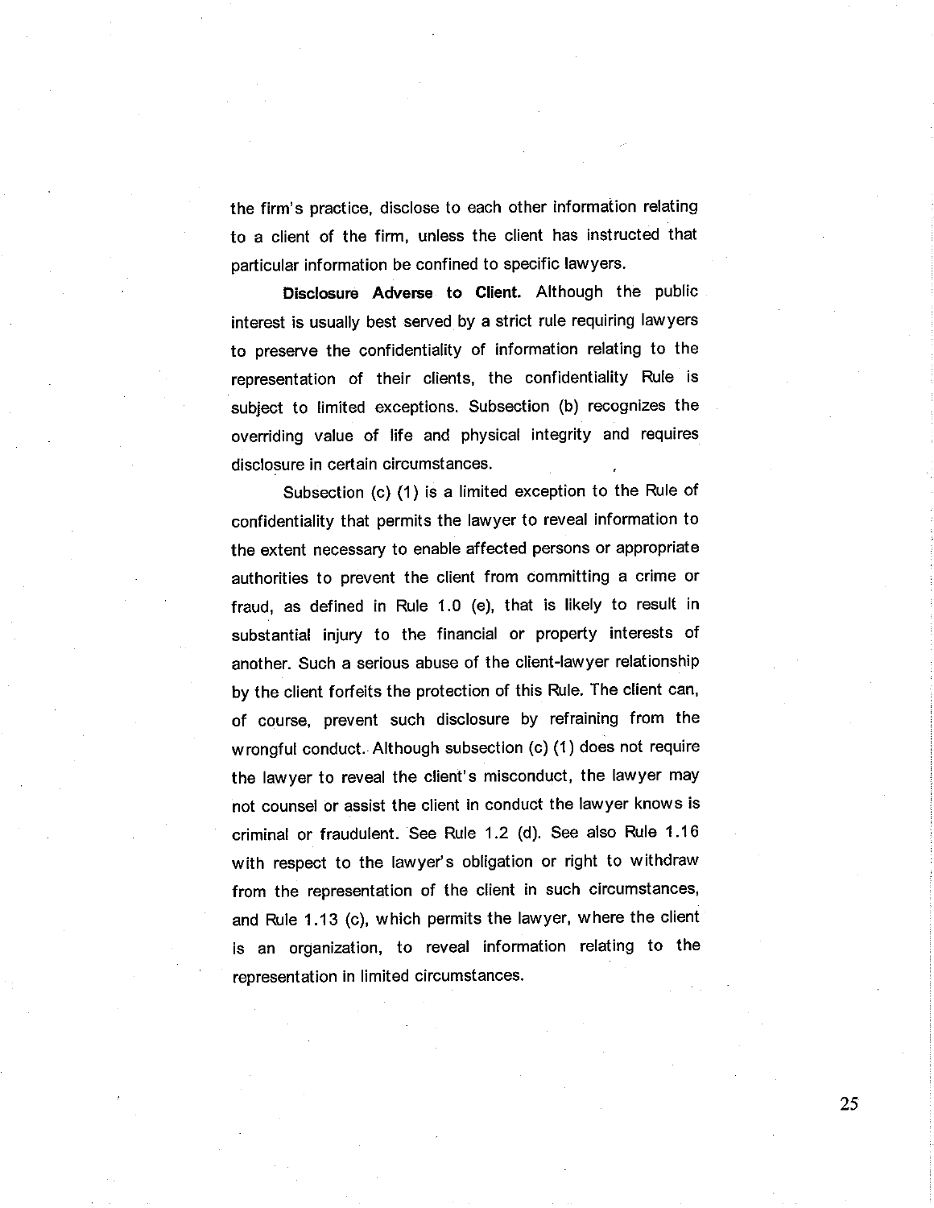the firm's practice, disclose to each other information relating to a client of the firm, unless the client has instructed that particular information be confined to specific lawyers.

**Disclosure Adverse to Client.** Although the public interest is usually best served by a strict rule requiring lawyers to preserve the confidentiality of information relating to the representation of their clients, the confidentiality Rule is subject to limited exceptions. Subsection (b) recognizes the overriding value of life and physical integrity and requires disclosure in certain circumstances.

Subsection (c) (1) is a limited exception to the Rule of confidentiality that permits the lawyer to reveal information to the extent necessary to enable affected persons or appropriate authorities to prevent the client from committing a crime or fraud, as defined in Rule 1.0 (e), that is likely to result in substantial injury to the financial or property interests of another. Such a serious abuse of the client-lawyer relationship by the client forfeits the protection of this Rule. The client can, of course, prevent such disclosure by refraining from the wrongful conduct. Although subsection (c) (1) does not require the lawyer to reveal the client's misconduct, the lawyer may not counsel or assist the client in conduct the lawyer knows is criminal or fraudulent. See Rule 1.2 (d). See also Rule 1.16 with respect to the lawyer's obligation or right to withdraw from the representation of the client in such circumstances, and Rule 1.13 (c), which permits the lawyer, where the client is an organization, to reveal information relating to the representation in limited circumstances.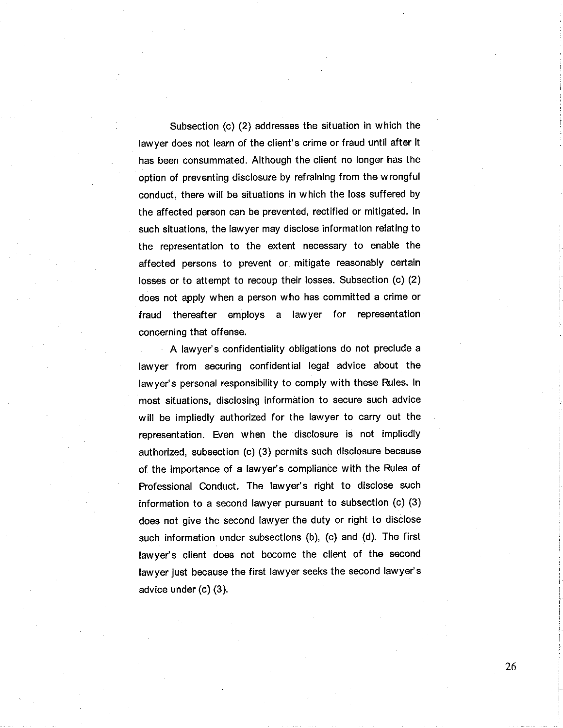Subsection (c) (2) addresses the situation in which the lawyer does not learn of the client's crime or fraud until after it has been consummated. Although the client no longer has the option of preventing disclosure by refraining from the wrongful conduct, there will be situations in which the loss suffered by the affected person can be prevented, rectified or mitigated. In such situations, the lawyer may disclose information relating to the representation to the extent necessary to enable the affected persons to prevent or mitigate reasonably certain losses or to attempt to recoup their losses. Subsection (c) (2) does not apply when a person who has committed a crime or fraud thereafter employs a lawyer for representation concerning that offense.

A lawyer's confidentiality obligations do not preclude a lawyer from securing confidential legal advice about the lawyer's personal responsibility to comply with these Rules. In most situations, disclosing information to secure such advice will be impliedly authorized for the lawyer to carry out the representation. Even when the disclosure is not impliedly authorized, subsection (c) (3) permits such disclosure because of the importance of a lawyer's compliance with the Rules of Professional Conduct. The lawyer's right to disclose such information to a second lawyer pursuant to subsection (c) (3) does not give the second lawyer the duty or right to disclose such information under subsections (b), (c) and (d). The first lawyer's client does not become the client of the second lawyer just because the first lawyer seeks the second lawyer's advice under (c) (3).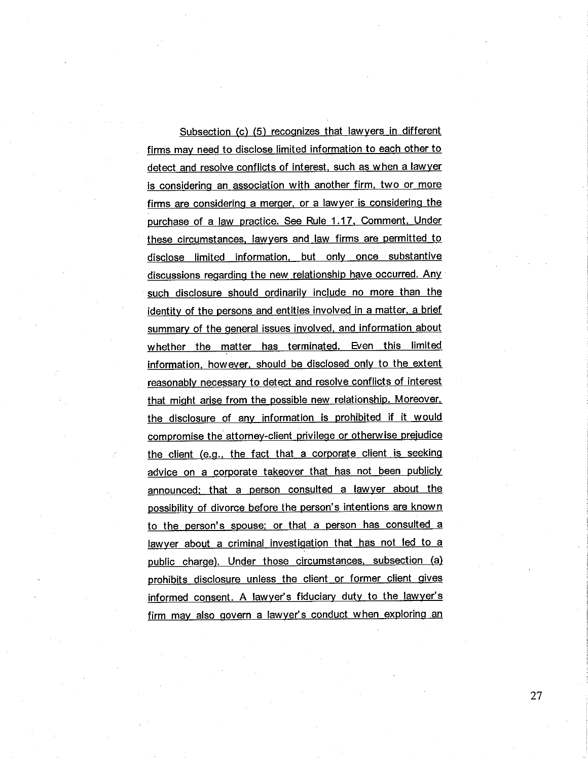Subsection (c) (5) recognizes that lawyers in different firms may need to disclose limited information to each other to detect and resolve conflicts of interest, such as when a lawyer is considering an association with another firm, two or more firms are considering a merger, or a lawyer is considering the purchase of a law practice. See Rule 1.17, Comment. Under these circumstances, lawyers and law firms are permitted to disclose limited information, but only once substantive discussions regarding the new relationship have occurred. Any such disclosure should ordinarily include no more than the identity of the persons and entities involved in a matter, a brief summary of the general issues involved, and information about whether the matter has terminated. Even this limited information, however, should be disclosed only to the extent reasonably necessary to detect and resolve conflicts of interest that might arise from the possible new relationship. Moreover, the disclosure of any information is prohibited if it would compromise the attorney-client privilege or otherwise prejudice the client (e.g., the fact that a corporate client is seeking advice on a corporate takeover that has not been publicly announced; that a person consulted a lawyer about the possibility of divorce before the person's intentions are known to the person's spouse; or that a person has consulted a lawyer about a criminal investigation that has not led to a public charge). Under those circumstances, subsection (a) prohibits disclosure unless the client or former client gives informed consent. A lawyer's fiduciary duty to the lawyer's firm may also govern a lawyer's conduct when exploring an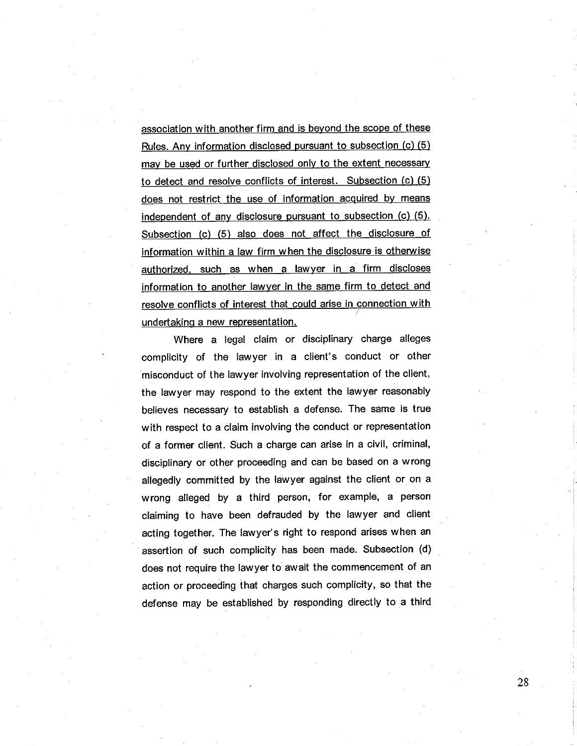<u>association with another firm and is beyond the scope of these Rules. Any information disclosed pursuant to subsection (c) (5) may be used or further disclosed only to the extent necessary to detect and resolve conflicts of interest. Subsection (c) (5) does not restrict the use of information acquired by means independent of any disclosure pursuant to subsection (c) (5). Subsection (c) (5) also does not affect the disclosure of information within a law firm when the disclosure is otherwise authorized, such as when a lawyer in a firm discloses information to another lawyer in the same firm to detect and resolve conflicts of interest that could arise in connection with undertaking a new representation.</u>

Where a legal claim or disciplinary charge alleges complicity of the lawyer in a client's conduct or other misconduct of the lawyer involving representation of the client, the lawyer may respond to the extent the lawyer reasonably believes necessary to establish a defense. The same is true with respect to a claim involving the conduct or representation of a former client. Such a charge can arise in a civil, criminal, disciplinary or other proceeding and can be based on a wrong allegedly committed by the lawyer against the client or on a wrong alleged by a third person, for example, a person claiming to have been defrauded by the lawyer and client acting together. The lawyer's right to respond arises when an assertion of such complicity has been made. Subsection (d) does not require the lawyer to await the commencement of an action or proceeding that charges such complicity, so that the defense may be established by responding directly to a third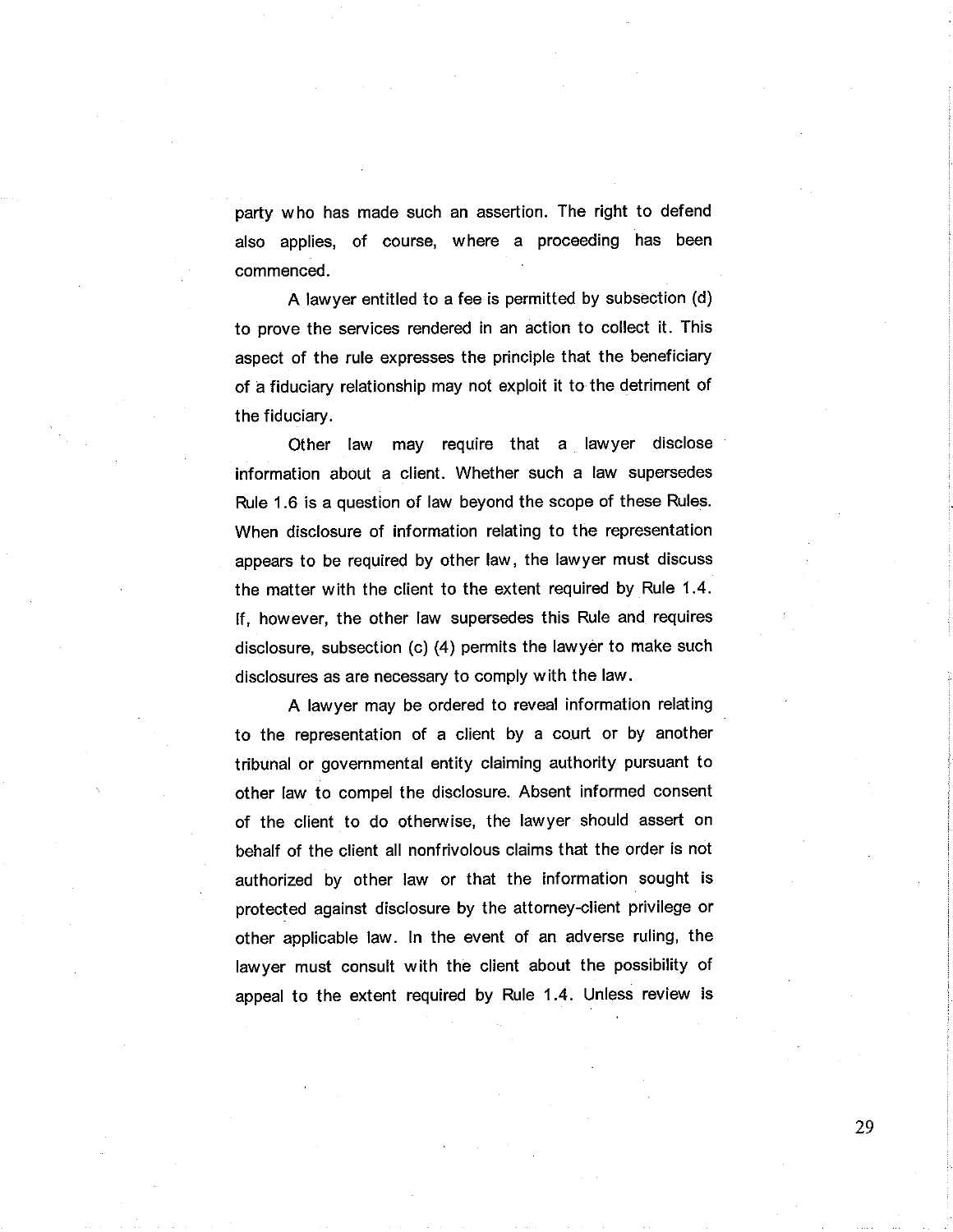party who has made such an assertion. The right to defend also applies, of course, where a proceeding has been commenced.

A lawyer entitled to a fee is permitted by subsection (d) to prove the services rendered in an action to collect it. This aspect of the rule expresses the principle that the beneficiary of a fiduciary relationship may not exploit it to the detriment of the fiduciary.

Other law may require that a lawyer disclose information about a client. Whether such a law supersedes Rule 1.6 is a question of law beyond the scope of these Rules. When disclosure of information relating to the representation appears to be required by other law, the lawyer must discuss the matter with the client to the extent required by Rule 1.4. If, however, the other law supersedes this Rule and requires disclosure, subsection (c) (4) permits the lawyer to make such disclosures as are necessary to comply with the law.

A lawyer may be ordered to reveal information relating to the representation of a client by a court or by another tribunal or governmental entity claiming authority pursuant to other law to compel the disclosure. Absent informed consent of the client to do otherwise, the lawyer should assert on behalf of the client all nonfrivolous claims that the order is not authorized by other law or that the information sought is protected against disclosure by the attorney-client privilege or other applicable law. In the event of an adverse ruling, the lawyer must consult with the client about the possibility of appeal to the extent required by Rule 1.4. Unless review is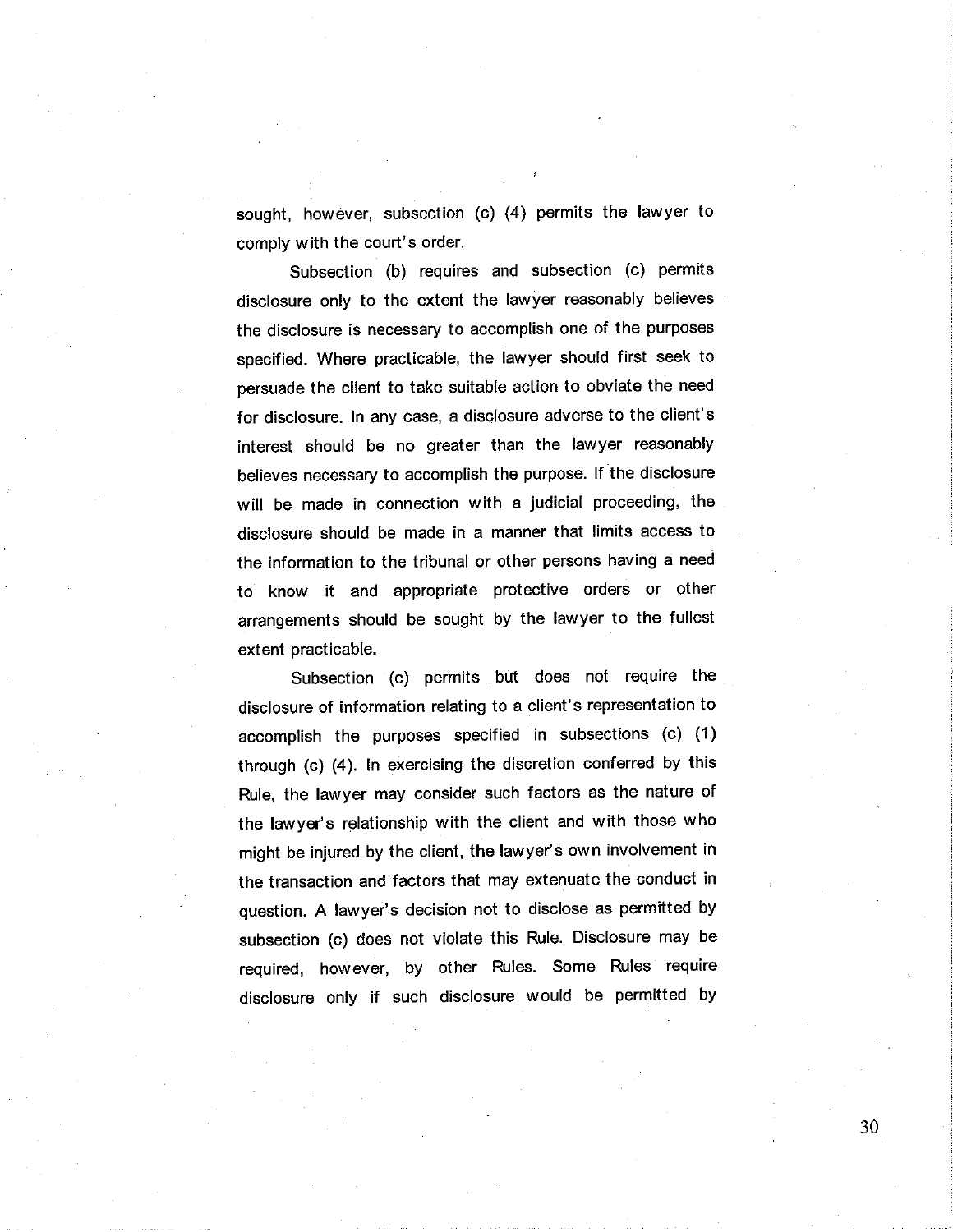sought, however, subsection (c) (4) permits the lawyer to comply with the court's order.

Subsection (b) requires and subsection (c) permits disclosure only to the extent the lawyer reasonably believes the disclosure is necessary to accomplish one of the purposes specified. Where practicable, the lawyer should first seek to persuade the client to take suitable action to obviate the need for disclosure. In any case, a disclosure adverse to the client's interest should be no greater than the lawyer reasonably believes necessary to accomplish the purpose. If the disclosure will be made in connection with a judicial proceeding, the disclosure should be made in a manner that limits access to the information to the tribunal or other persons having a need to know it and appropriate protective orders or other arrangements should be sought by the lawyer to the fullest extent practicable.

Subsection (c) permits but does not require the disclosure of information relating to a client's representation to accomplish the purposes specified in subsections (c) (1) through (c) (4). In exercising the discretion conferred by this Rule, the lawyer may consider such factors as the nature of the lawyer's relationship with the client and with those who might be injured by the client, the lawyer's own involvement in the transaction and factors that may extenuate the conduct in question. A lawyer's decision not to disclose as permitted by subsection (c) does not violate this Rule. Disclosure may be required, however, by other Rules. Some Rules require disclosure only if such disclosure would be permitted by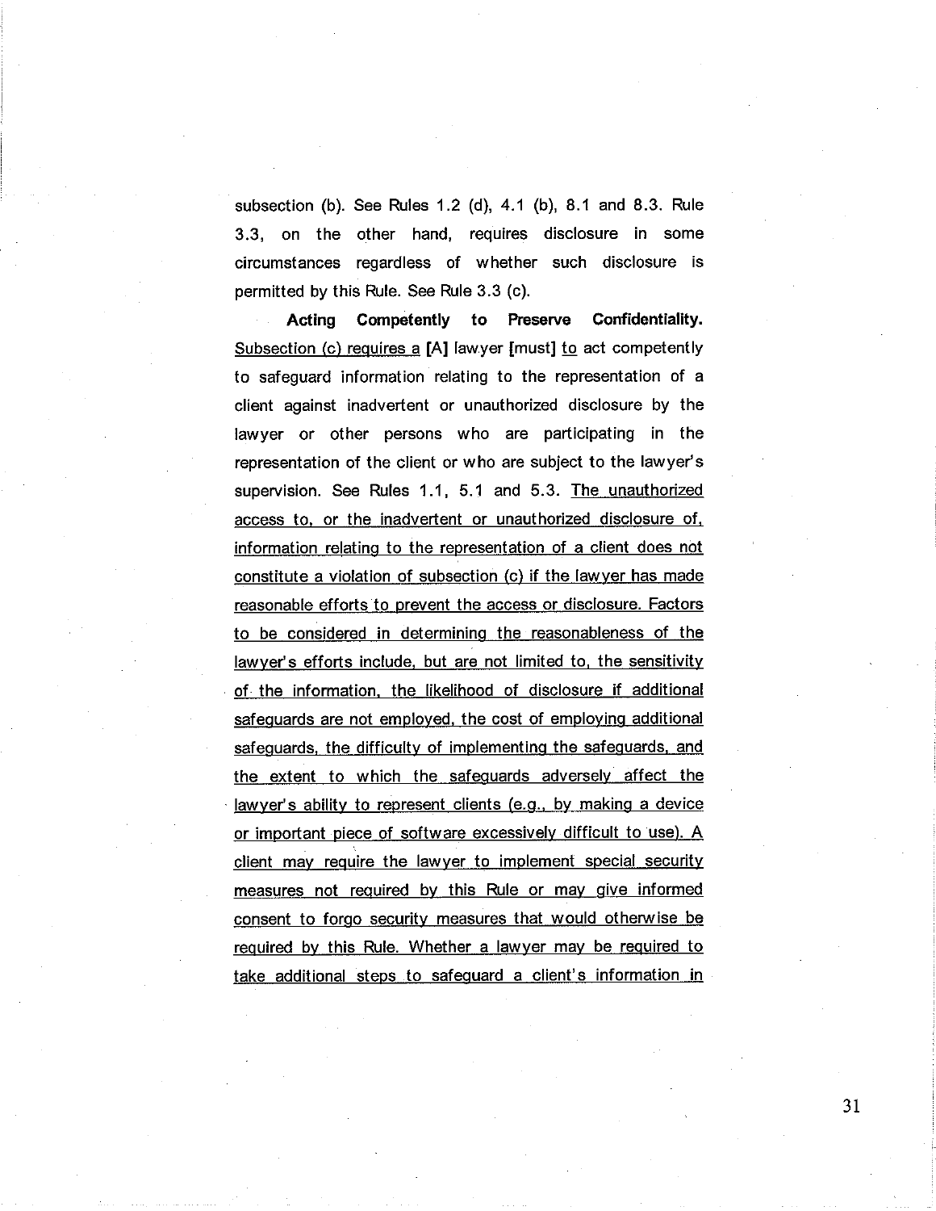subsection (b). See Rules 1.2 (d), 4.1 (b), 8.1 and 8.3. Rule 3.3, on the other hand, requires disclosure in some circumstances regardless of whether such disclosure is permitted by this Rule. See Rule 3.3 (c).

**Acting Competently to Preserve Confidentiality.** <u>Subsection (c) requires a</u> [A] lawyer [must] <u>to</u> act competently to safeguard information relating to the representation of a client against inadvertent or unauthorized disclosure by the lawyer or other persons who are participating in the representation of the client or who are subject to the lawyer's supervision. See Rules 1.1, 5.1 and 5.3. <u>The unauthorized access to, or the inadvertent or unauthorized disclosure of, information relating to the representation of a client does not constitute a violation of subsection (c) if the lawyer has made reasonable efforts to prevent the access or disclosure. Factors to be considered in determining the reasonableness of the lawyer's efforts include, but are not limited to, the sensitivity of the information, the likelihood of disclosure if additional safeguards are not employed, the cost of employing additional safeguards, the difficulty of implementing the safeguards, and the extent to which the safeguards adversely affect the lawyer's ability to represent clients (e.g., by making a device or important piece of software excessively difficult to use). A client may require the lawyer to implement special security measures not required by this Rule or may give informed consent to forgo security measures that would otherwise be required by this Rule. Whether a lawyer may be required to take additional steps to safeguard a client's information in</u>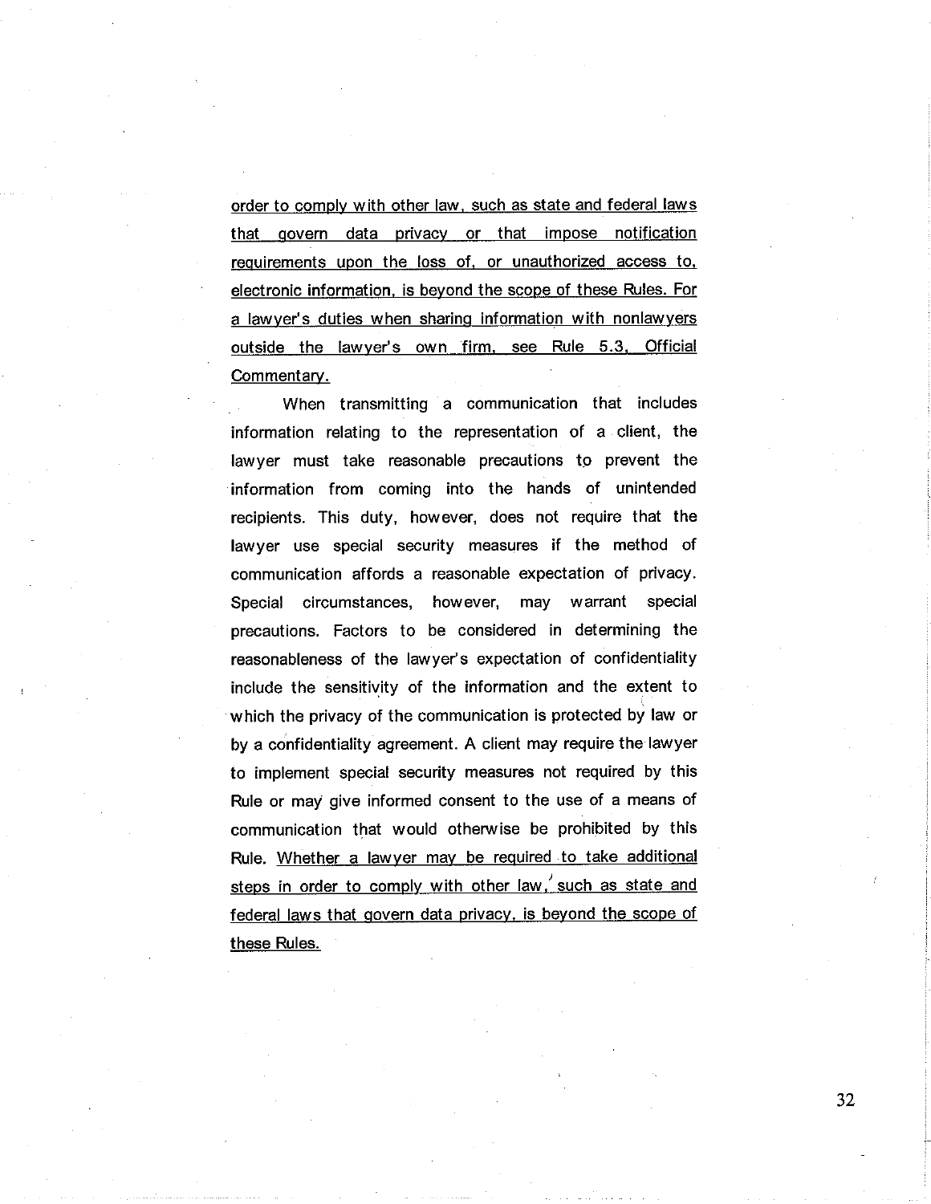order to comply with other law, such as state and federal laws that govern data privacy or that impose notification requirements upon the loss of, or unauthorized access to, electronic information, is beyond the scope of these Rules. For a lawyer's duties when sharing information with nonlawyers outside the lawyer's own firm, see Rule 5.3, Official Commentary.

When transmitting a communication that includes information relating to the representation of a client, the lawyer must take reasonable precautions to prevent the information from coming into the hands of unintended recipients. This duty, however, does not require that the lawyer use special security measures if the method of communication affords a reasonable expectation of privacy. Special circumstances, however, may warrant special precautions. Factors to be considered in determining the reasonableness of the lawyer's expectation of confidentiality include the sensitivity of the information and the extent to which the privacy of the communication is protected by law or by a confidentiality agreement. A client may require the lawyer to implement special security measures not required by this Rule or may give informed consent to the use of a means of communication that would otherwise be prohibited by this Rule. Whether a lawyer may be required to take additional steps in order to comply with other law, such as state and federal laws that govern data privacy, is beyond the scope of these Rules.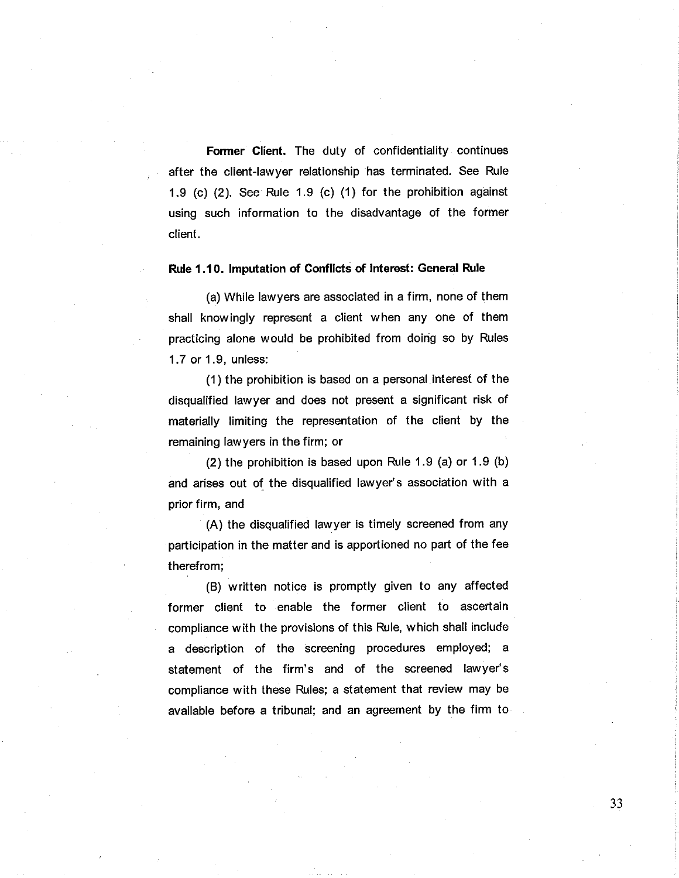**Former Client.** The duty of confidentiality continues after the client-lawyer relationship has terminated. See Rule 1.9 (c) (2). See Rule 1.9 (c) (1) for the prohibition against using such information to the disadvantage of the former client.

**Rule 1.10. Imputation of Conflicts of Interest: General Rule**

(a) While lawyers are associated in a firm, none of them shall knowingly represent a client when any one of them practicing alone would be prohibited from doing so by Rules 1.7 or 1.9, unless:

(1) the prohibition is based on a personal interest of the disqualified lawyer and does not present a significant risk of materially limiting the representation of the client by the remaining lawyers in the firm; or

(2) the prohibition is based upon Rule 1.9 (a) or 1.9 (b) and arises out of the disqualified lawyer's association with a prior firm, and

(A) the disqualified lawyer is timely screened from any participation in the matter and is apportioned no part of the fee therefrom;

(B) written notice is promptly given to any affected former client to enable the former client to ascertain compliance with the provisions of this Rule, which shall include a description of the screening procedures employed; a statement of the firm's and of the screened lawyer's compliance with these Rules; a statement that review may be available before a tribunal; and an agreement by the firm to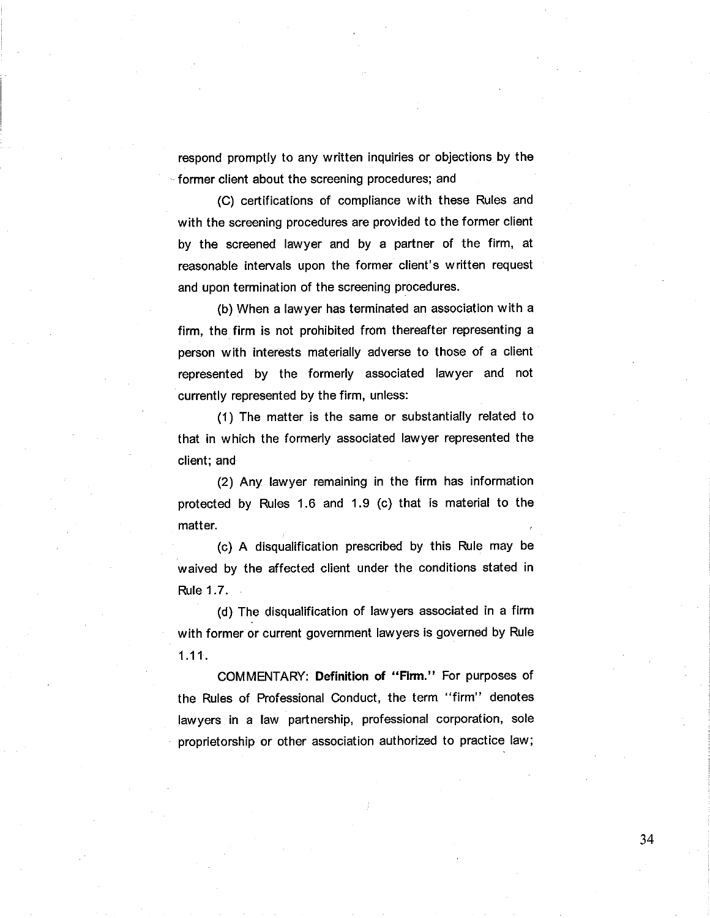respond promptly to any written inquiries or objections by the former client about the screening procedures; and

(C) certifications of compliance with these Rules and with the screening procedures are provided to the former client by the screened lawyer and by a partner of the firm, at reasonable intervals upon the former client's written request and upon termination of the screening procedures.

(b) When a lawyer has terminated an association with a firm, the firm is not prohibited from thereafter representing a person with interests materially adverse to those of a client represented by the formerly associated lawyer and not currently represented by the firm, unless:

(1) The matter is the same or substantially related to that in which the formerly associated lawyer represented the client; and

(2) Any lawyer remaining in the firm has information protected by Rules 1.6 and 1.9 (c) that is material to the matter.

(c) A disqualification prescribed by this Rule may be waived by the affected client under the conditions stated in Rule 1.7.

(d) The disqualification of lawyers associated in a firm with former or current government lawyers is governed by Rule 1.11.

COMMENTARY: **Definition of "Firm."** For purposes of the Rules of Professional Conduct, the term "firm" denotes lawyers in a law partnership, professional corporation, sole proprietorship or other association authorized to practice law;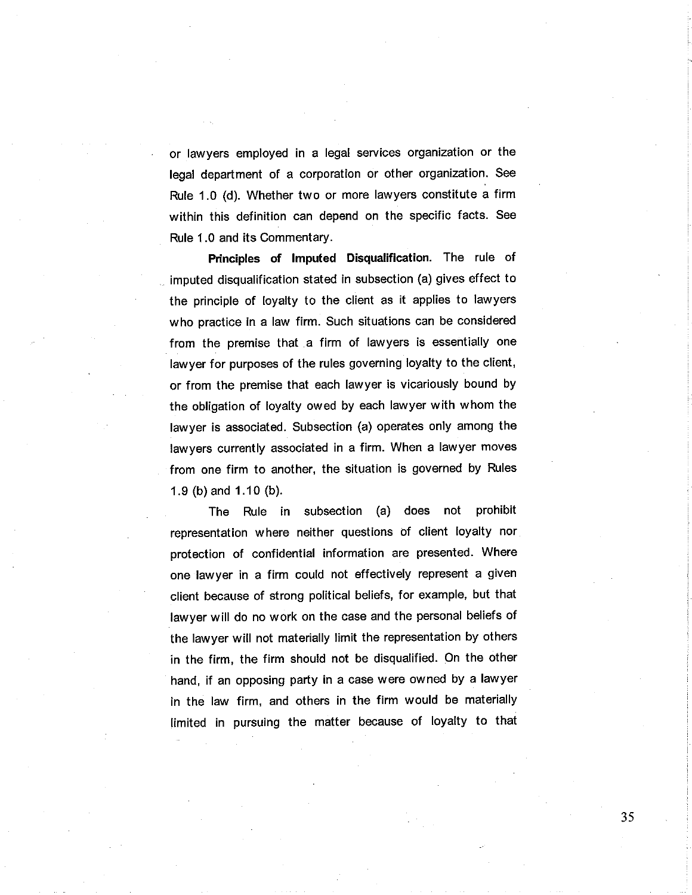or lawyers employed in a legal services organization or the legal department of a corporation or other organization. See Rule 1.0 (d). Whether two or more lawyers constitute a firm within this definition can depend on the specific facts. See Rule 1.0 and its Commentary.

**Principles of Imputed Disqualification.** The rule of imputed disqualification stated in subsection (a) gives effect to the principle of loyalty to the client as it applies to lawyers who practice in a law firm. Such situations can be considered from the premise that a firm of lawyers is essentially one lawyer for purposes of the rules governing loyalty to the client, or from the premise that each lawyer is vicariously bound by the obligation of loyalty owed by each lawyer with whom the lawyer is associated. Subsection (a) operates only among the lawyers currently associated in a firm. When a lawyer moves from one firm to another, the situation is governed by Rules 1.9 (b) and 1.10 (b).

The Rule in subsection (a) does not prohibit representation where neither questions of client loyalty nor protection of confidential information are presented. Where one lawyer in a firm could not effectively represent a given client because of strong political beliefs, for example, but that lawyer will do no work on the case and the personal beliefs of the lawyer will not materially limit the representation by others in the firm, the firm should not be disqualified. On the other hand, if an opposing party in a case were owned by a lawyer in the law firm, and others in the firm would be materially limited in pursuing the matter because of loyalty to that